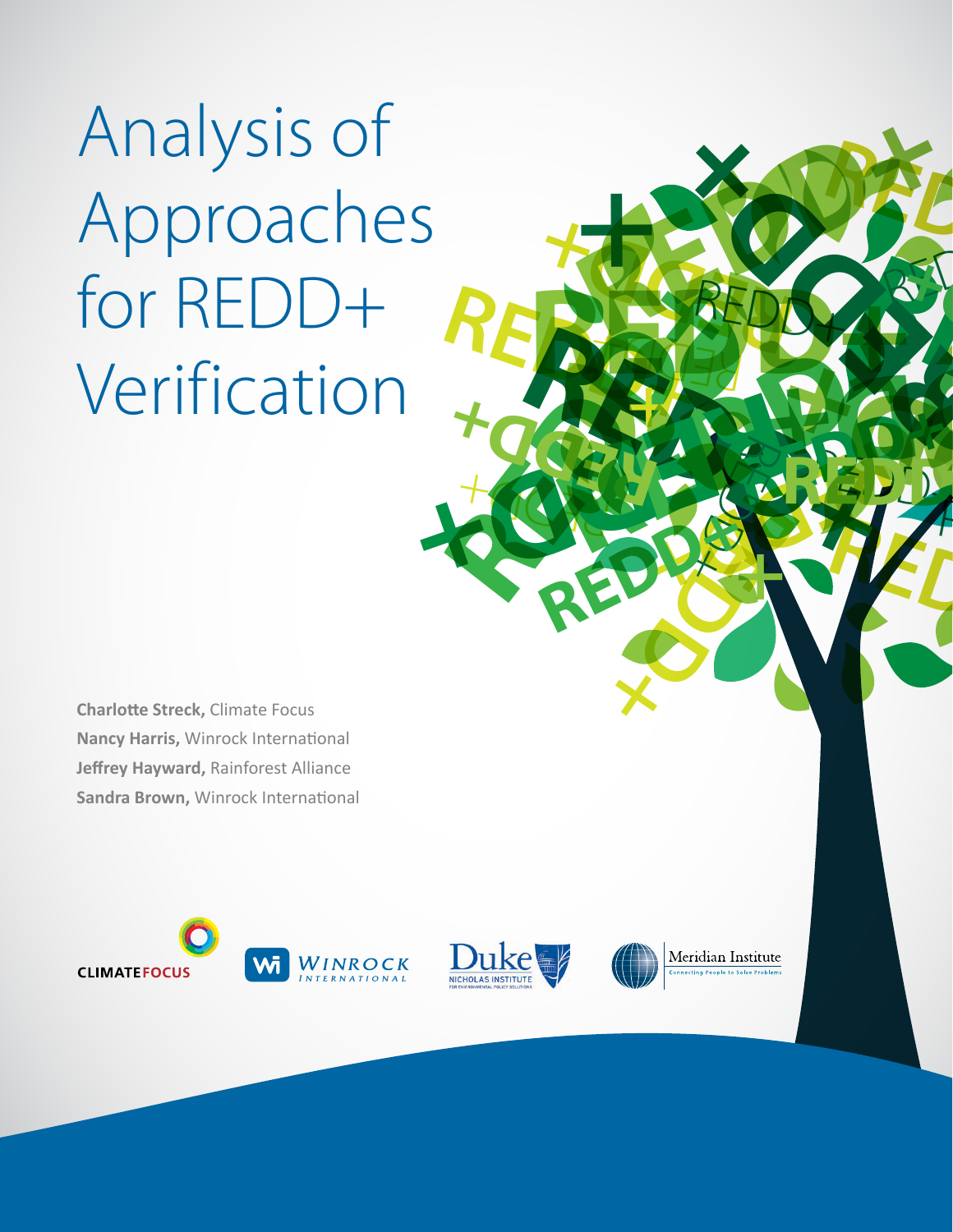# Analysis of Approaches for REDD+ Verification

**Charlotte Streck,** Climate Focus
**Nancy Harris,** Winrock International
**Jeffrey Hayward,** Rainforest Alliance
**Sandra Brown,** Winrock International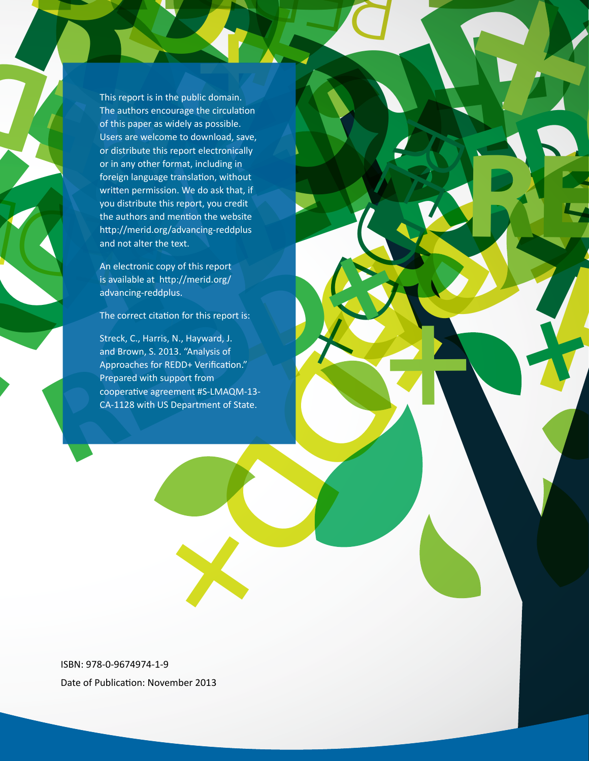This report is in the public domain. The authors encourage the circulation of this paper as widely as possible. Users are welcome to download, save, or distribute this report electronically or in any other format, including in foreign language translation, without written permission. We do ask that, if you distribute this report, you credit the authors and mention the website http://merid.org/advancing-reddplus and not alter the text.

An electronic copy of this report is available at http://merid.org/advancing-reddplus.

The correct citation for this report is:

Streck, C., Harris, N., Hayward, J. and Brown, S. 2013. "Analysis of Approaches for REDD+ Verification." Prepared with support from cooperative agreement #S-LMAQM-13-CA-1128 with US Department of State.

ISBN: 978-0-9674974-1-9

Date of Publication: November 2013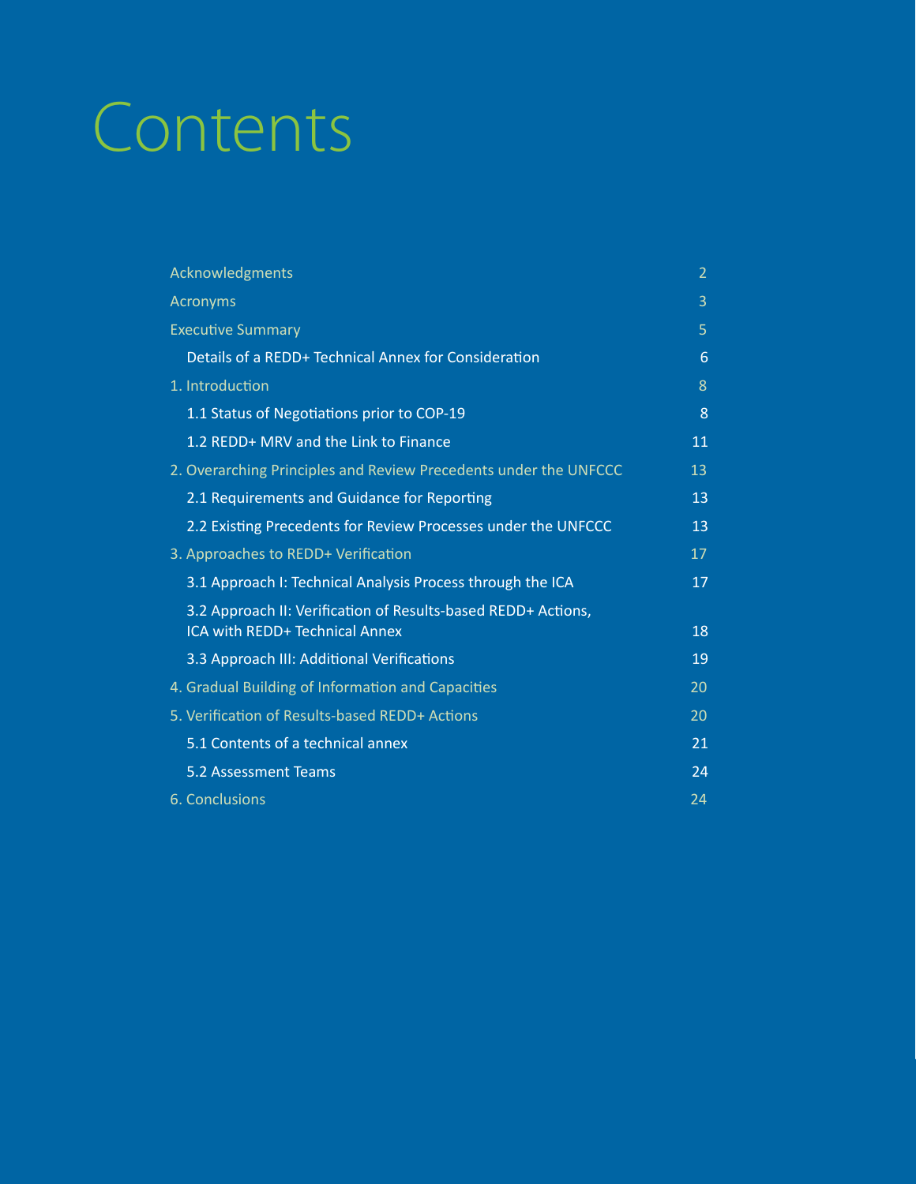# Contents

| | |
|---|---|
| Acknowledgments | 2 |
| Acronyms | 3 |
| Executive Summary | 5 |
| Details of a REDD+ Technical Annex for Consideration | 6 |
| 1. Introduction | 8 |
| 1.1 Status of Negotiations prior to COP-19 | 8 |
| 1.2 REDD+ MRV and the Link to Finance | 11 |
| 2. Overarching Principles and Review Precedents under the UNFCCC | 13 |
| 2.1 Requirements and Guidance for Reporting | 13 |
| 2.2 Existing Precedents for Review Processes under the UNFCCC | 13 |
| 3. Approaches to REDD+ Verification | 17 |
| 3.1 Approach I: Technical Analysis Process through the ICA | 17 |
| 3.2 Approach II: Verification of Results-based REDD+ Actions, ICA with REDD+ Technical Annex | 18 |
| 3.3 Approach III: Additional Verifications | 19 |
| 4. Gradual Building of Information and Capacities | 20 |
| 5. Verification of Results-based REDD+ Actions | 20 |
| 5.1 Contents of a technical annex | 21 |
| 5.2 Assessment Teams | 24 |
| 6. Conclusions | 24 |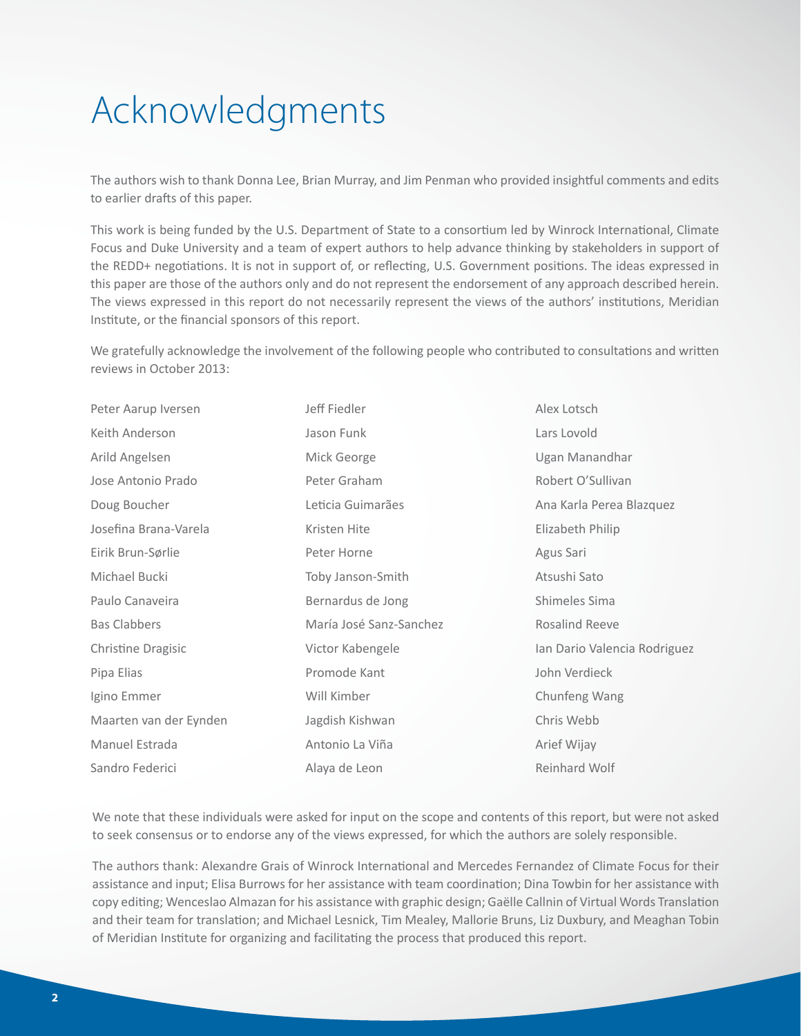# Acknowledgments

The authors wish to thank Donna Lee, Brian Murray, and Jim Penman who provided insightful comments and edits to earlier drafts of this paper.

This work is being funded by the U.S. Department of State to a consortium led by Winrock International, Climate Focus and Duke University and a team of expert authors to help advance thinking by stakeholders in support of the REDD+ negotiations. It is not in support of, or reflecting, U.S. Government positions. The ideas expressed in this paper are those of the authors only and do not represent the endorsement of any approach described herein. The views expressed in this report do not necessarily represent the views of the authors' institutions, Meridian Institute, or the financial sponsors of this report.

We gratefully acknowledge the involvement of the following people who contributed to consultations and written reviews in October 2013:

Peter Aarup Iversen
Keith Anderson
Arild Angelsen
Jose Antonio Prado
Doug Boucher
Josefina Brana-Varela
Eirik Brun-Sørlie
Michael Bucki
Paulo Canaveira
Bas Clabbers
Christine Dragisic
Pipa Elias
Igino Emmer
Maarten van der Eynden
Manuel Estrada
Sandro Federici
Jeff Fiedler
Jason Funk
Mick George
Peter Graham
Leticia Guimarães
Kristen Hite
Peter Horne
Toby Janson-Smith
Bernardus de Jong
María José Sanz-Sanchez
Victor Kabengele
Promode Kant
Will Kimber
Jagdish Kishwan
Antonio La Viña
Alaya de Leon
Alex Lotsch
Lars Lovold
Ugan Manandhar
Robert O'Sullivan
Ana Karla Perea Blazquez
Elizabeth Philip
Agus Sari
Atsushi Sato
Shimeles Sima
Rosalind Reeve
Ian Dario Valencia Rodriguez
John Verdieck
Chunfeng Wang
Chris Webb
Arief Wijay
Reinhard Wolf

We note that these individuals were asked for input on the scope and contents of this report, but were not asked to seek consensus or to endorse any of the views expressed, for which the authors are solely responsible.

The authors thank: Alexandre Grais of Winrock International and Mercedes Fernandez of Climate Focus for their assistance and input; Elisa Burrows for her assistance with team coordination; Dina Towbin for her assistance with copy editing; Wenceslao Almazan for his assistance with graphic design; Gaëlle Callnin of Virtual Words Translation and their team for translation; and Michael Lesnick, Tim Mealey, Mallorie Bruns, Liz Duxbury, and Meaghan Tobin of Meridian Institute for organizing and facilitating the process that produced this report.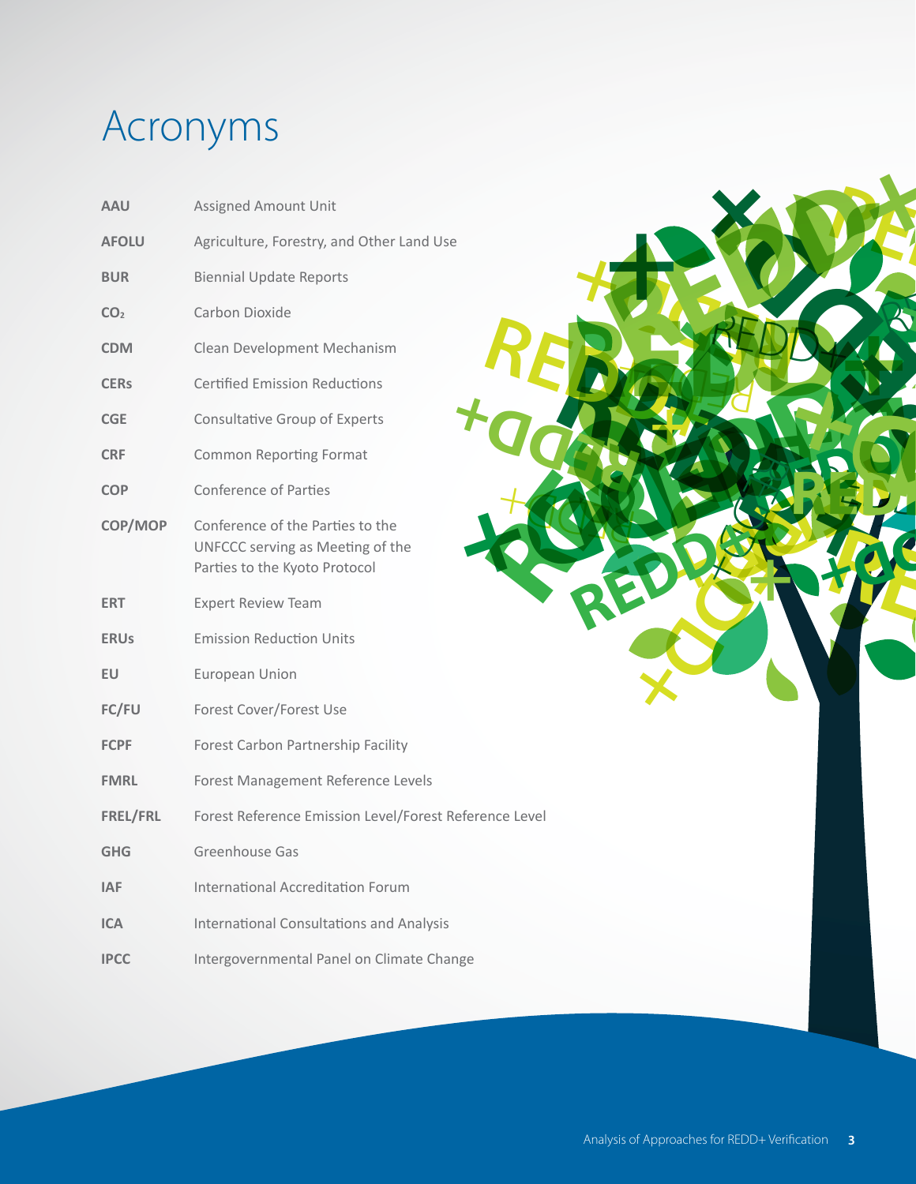# Acronyms

| | |
|---|---|
| **AAU** | Assigned Amount Unit |
| **AFOLU** | Agriculture, Forestry, and Other Land Use |
| **BUR** | Biennial Update Reports |
| **$CO_2$** | Carbon Dioxide |
| **CDM** | Clean Development Mechanism |
| **CERs** | Certified Emission Reductions |
| **CGE** | Consultative Group of Experts |
| **CRF** | Common Reporting Format |
| **COP** | Conference of Parties |
| **COP/MOP** | Conference of the Parties to the UNFCCC serving as Meeting of the Parties to the Kyoto Protocol |
| **ERT** | Expert Review Team |
| **ERUs** | Emission Reduction Units |
| **EU** | European Union |
| **FC/FU** | Forest Cover/Forest Use |
| **FCPF** | Forest Carbon Partnership Facility |
| **FMRL** | Forest Management Reference Levels |
| **FREL/FRL** | Forest Reference Emission Level/Forest Reference Level |
| **GHG** | Greenhouse Gas |
| **IAF** | International Accreditation Forum |
| **ICA** | International Consultations and Analysis |
| **IPCC** | Intergovernmental Panel on Climate Change |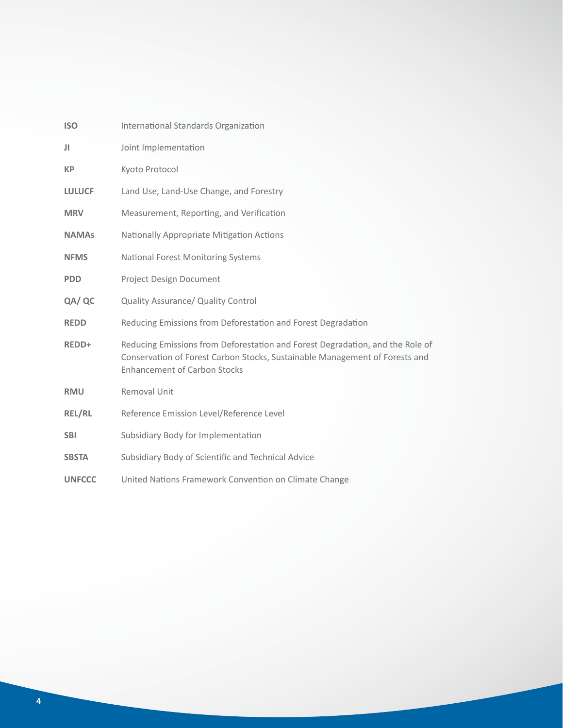| | |
|---|---|
| **ISO** | International Standards Organization |
| **JI** | Joint Implementation |
| **KP** | Kyoto Protocol |
| **LULUCF** | Land Use, Land-Use Change, and Forestry |
| **MRV** | Measurement, Reporting, and Verification |
| **NAMAs** | Nationally Appropriate Mitigation Actions |
| **NFMS** | National Forest Monitoring Systems |
| **PDD** | Project Design Document |
| **QA/ QC** | Quality Assurance/ Quality Control |
| **REDD** | Reducing Emissions from Deforestation and Forest Degradation |
| **REDD+** | Reducing Emissions from Deforestation and Forest Degradation, and the Role of Conservation of Forest Carbon Stocks, Sustainable Management of Forests and Enhancement of Carbon Stocks |
| **RMU** | Removal Unit |
| **REL/RL** | Reference Emission Level/Reference Level |
| **SBI** | Subsidiary Body for Implementation |
| **SBSTA** | Subsidiary Body of Scientific and Technical Advice |
| **UNFCCC** | United Nations Framework Convention on Climate Change |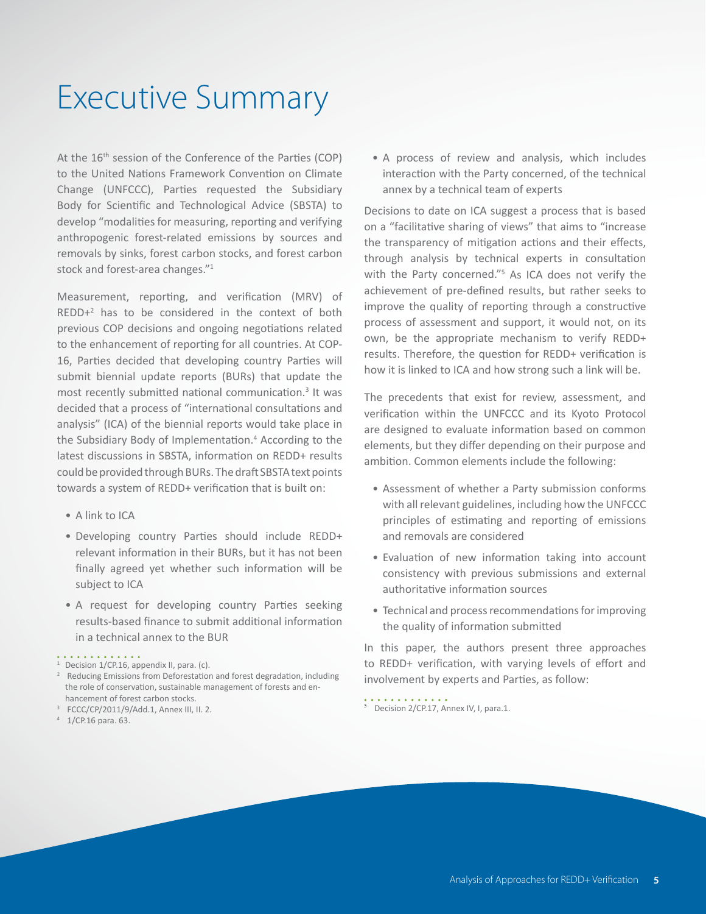# Executive Summary

At the 16th session of the Conference of the Parties (COP) to the United Nations Framework Convention on Climate Change (UNFCCC), Parties requested the Subsidiary Body for Scientific and Technological Advice (SBSTA) to develop "modalities for measuring, reporting and verifying anthropogenic forest-related emissions by sources and removals by sinks, forest carbon stocks, and forest carbon stock and forest-area changes."[1]

Measurement, reporting, and verification (MRV) of REDD+[2] has to be considered in the context of both previous COP decisions and ongoing negotiations related to the enhancement of reporting for all countries. At COP-16, Parties decided that developing country Parties will submit biennial update reports (BURs) that update the most recently submitted national communication.[3] It was decided that a process of "international consultations and analysis" (ICA) of the biennial reports would take place in the Subsidiary Body of Implementation.[4] According to the latest discussions in SBSTA, information on REDD+ results could be provided through BURs. The draft SBSTA text points towards a system of REDD+ verification that is built on:

- A link to ICA
- Developing country Parties should include REDD+ relevant information in their BURs, but it has not been finally agreed yet whether such information will be subject to ICA
- A request for developing country Parties seeking results-based finance to submit additional information in a technical annex to the BUR
- A process of review and analysis, which includes interaction with the Party concerned, of the technical annex by a technical team of experts

Decisions to date on ICA suggest a process that is based on a "facilitative sharing of views" that aims to "increase the transparency of mitigation actions and their effects, through analysis by technical experts in consultation with the Party concerned."[5] As ICA does not verify the achievement of pre-defined results, but rather seeks to improve the quality of reporting through a constructive process of assessment and support, it would not, on its own, be the appropriate mechanism to verify REDD+ results. Therefore, the question for REDD+ verification is how it is linked to ICA and how strong such a link will be.

The precedents that exist for review, assessment, and verification within the UNFCCC and its Kyoto Protocol are designed to evaluate information based on common elements, but they differ depending on their purpose and ambition. Common elements include the following:

- Assessment of whether a Party submission conforms with all relevant guidelines, including how the UNFCCC principles of estimating and reporting of emissions and removals are considered
- Evaluation of new information taking into account consistency with previous submissions and external authoritative information sources
- Technical and process recommendations for improving the quality of information submitted

In this paper, the authors present three approaches to REDD+ verification, with varying levels of effort and involvement by experts and Parties, as follow:

---

[1] Decision 1/CP.16, appendix II, para. (c).

[2] Reducing Emissions from Deforestation and forest degradation, including the role of conservation, sustainable management of forests and enhancement of forest carbon stocks.

[3] FCCC/CP/2011/9/Add.1, Annex III, II. 2.

[4] 1/CP.16 para. 63.

[5] Decision 2/CP.17, Annex IV, I, para.1.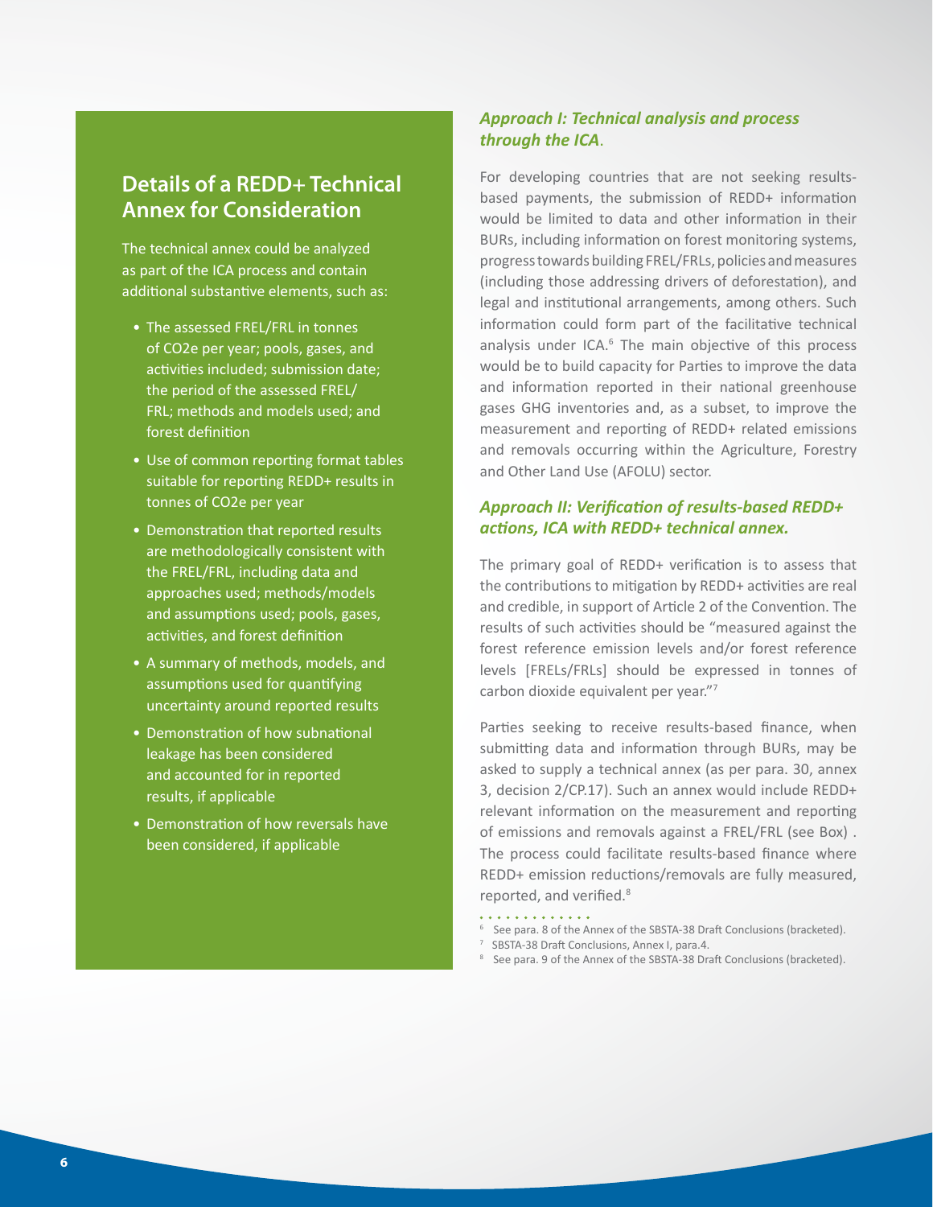## Details of a REDD+ Technical Annex for Consideration

The technical annex could be analyzed as part of the ICA process and contain additional substantive elements, such as:

- The assessed FREL/FRL in tonnes of CO2e per year; pools, gases, and activities included; submission date; the period of the assessed FREL/FRL; methods and models used; and forest definition
- Use of common reporting format tables suitable for reporting REDD+ results in tonnes of CO2e per year
- Demonstration that reported results are methodologically consistent with the FREL/FRL, including data and approaches used; methods/models and assumptions used; pools, gases, activities, and forest definition
- A summary of methods, models, and assumptions used for quantifying uncertainty around reported results
- Demonstration of how subnational leakage has been considered and accounted for in reported results, if applicable
- Demonstration of how reversals have been considered, if applicable

### *Approach I: Technical analysis and process through the ICA.*

For developing countries that are not seeking results-based payments, the submission of REDD+ information would be limited to data and other information in their BURs, including information on forest monitoring systems, progress towards building FREL/FRLs, policies and measures (including those addressing drivers of deforestation), and legal and institutional arrangements, among others. Such information could form part of the facilitative technical analysis under ICA.[6] The main objective of this process would be to build capacity for Parties to improve the data and information reported in their national greenhouse gases GHG inventories and, as a subset, to improve the measurement and reporting of REDD+ related emissions and removals occurring within the Agriculture, Forestry and Other Land Use (AFOLU) sector.

### *Approach II: Verification of results-based REDD+ actions, ICA with REDD+ technical annex.*

The primary goal of REDD+ verification is to assess that the contributions to mitigation by REDD+ activities are real and credible, in support of Article 2 of the Convention. The results of such activities should be "measured against the forest reference emission levels and/or forest reference levels [FRELs/FRLs] should be expressed in tonnes of carbon dioxide equivalent per year."[7]

Parties seeking to receive results-based finance, when submitting data and information through BURs, may be asked to supply a technical annex (as per para. 30, annex 3, decision 2/CP.17). Such an annex would include REDD+ relevant information on the measurement and reporting of emissions and removals against a FREL/FRL (see Box) . The process could facilitate results-based finance where REDD+ emission reductions/removals are fully measured, reported, and verified.[8]

[6] See para. 8 of the Annex of the SBSTA-38 Draft Conclusions (bracketed).

[7] SBSTA-38 Draft Conclusions, Annex I, para.4.

[8] See para. 9 of the Annex of the SBSTA-38 Draft Conclusions (bracketed).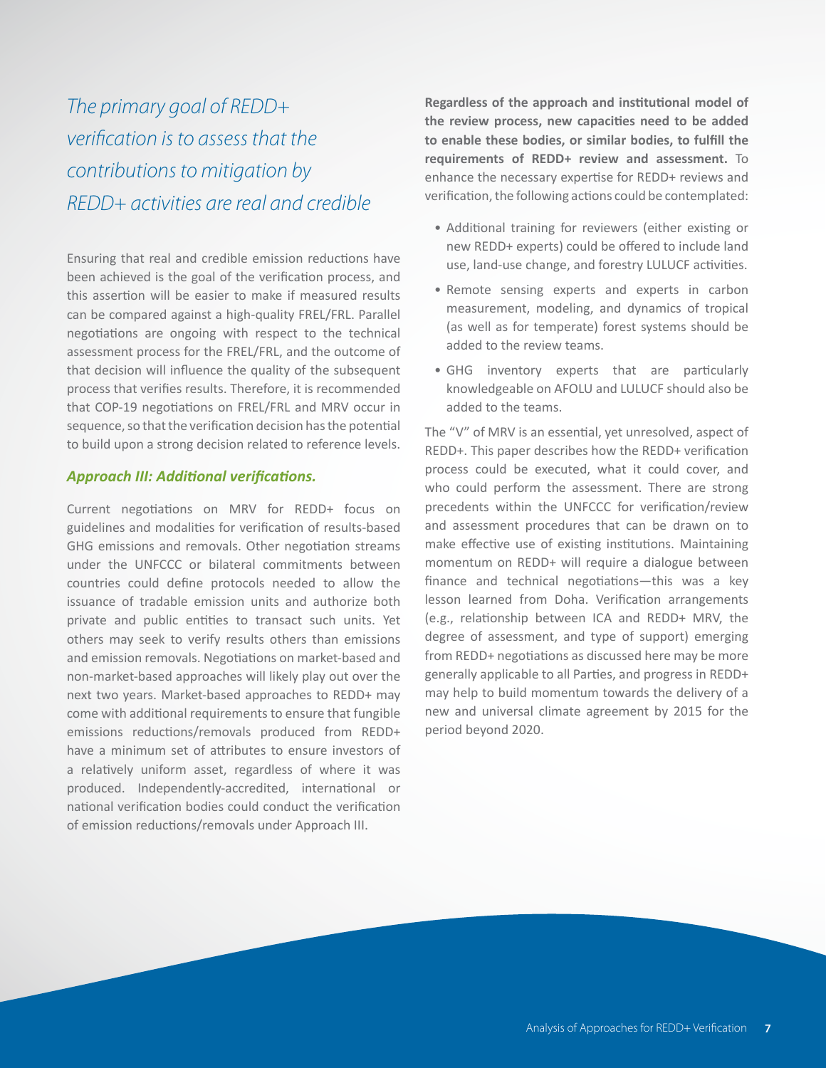*The primary goal of REDD+ verification is to assess that the contributions to mitigation by REDD+ activities are real and credible*

Ensuring that real and credible emission reductions have been achieved is the goal of the verification process, and this assertion will be easier to make if measured results can be compared against a high-quality FREL/FRL. Parallel negotiations are ongoing with respect to the technical assessment process for the FREL/FRL, and the outcome of that decision will influence the quality of the subsequent process that verifies results. Therefore, it is recommended that COP-19 negotiations on FREL/FRL and MRV occur in sequence, so that the verification decision has the potential to build upon a strong decision related to reference levels.

### *Approach III: Additional verifications.*

Current negotiations on MRV for REDD+ focus on guidelines and modalities for verification of results-based GHG emissions and removals. Other negotiation streams under the UNFCCC or bilateral commitments between countries could define protocols needed to allow the issuance of tradable emission units and authorize both private and public entities to transact such units. Yet others may seek to verify results others than emissions and emission removals. Negotiations on market-based and non-market-based approaches will likely play out over the next two years. Market-based approaches to REDD+ may come with additional requirements to ensure that fungible emissions reductions/removals produced from REDD+ have a minimum set of attributes to ensure investors of a relatively uniform asset, regardless of where it was produced. Independently-accredited, international or national verification bodies could conduct the verification of emission reductions/removals under Approach III.

**Regardless of the approach and institutional model of the review process, new capacities need to be added to enable these bodies, or similar bodies, to fulfill the requirements of REDD+ review and assessment.** To enhance the necessary expertise for REDD+ reviews and verification, the following actions could be contemplated:

- Additional training for reviewers (either existing or new REDD+ experts) could be offered to include land use, land-use change, and forestry LULUCF activities.
- Remote sensing experts and experts in carbon measurement, modeling, and dynamics of tropical (as well as for temperate) forest systems should be added to the review teams.
- GHG inventory experts that are particularly knowledgeable on AFOLU and LULUCF should also be added to the teams.

The "V" of MRV is an essential, yet unresolved, aspect of REDD+. This paper describes how the REDD+ verification process could be executed, what it could cover, and who could perform the assessment. There are strong precedents within the UNFCCC for verification/review and assessment procedures that can be drawn on to make effective use of existing institutions. Maintaining momentum on REDD+ will require a dialogue between finance and technical negotiations—this was a key lesson learned from Doha. Verification arrangements (e.g., relationship between ICA and REDD+ MRV, the degree of assessment, and type of support) emerging from REDD+ negotiations as discussed here may be more generally applicable to all Parties, and progress in REDD+ may help to build momentum towards the delivery of a new and universal climate agreement by 2015 for the period beyond 2020.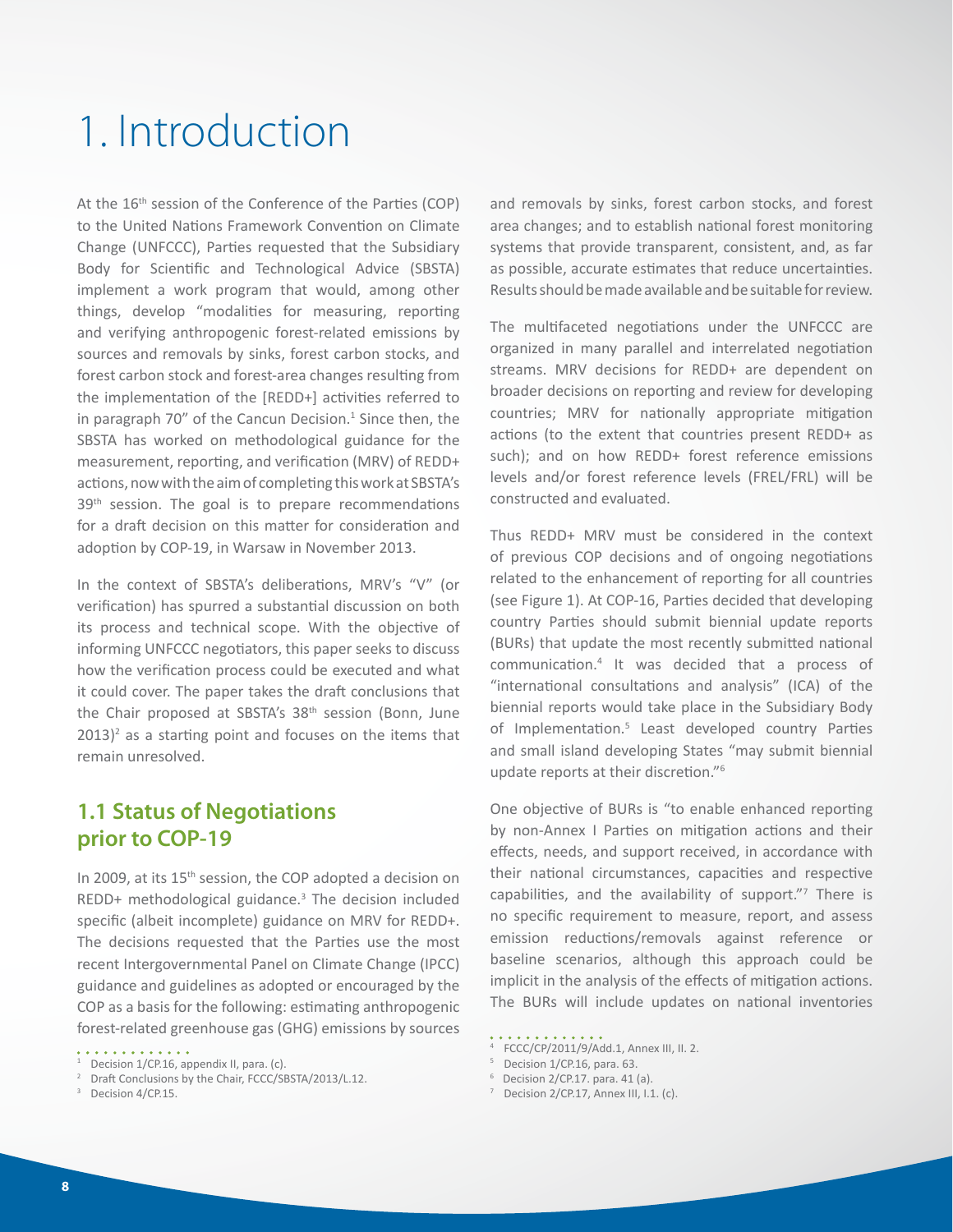# 1. Introduction

At the 16th session of the Conference of the Parties (COP) to the United Nations Framework Convention on Climate Change (UNFCCC), Parties requested that the Subsidiary Body for Scientific and Technological Advice (SBSTA) implement a work program that would, among other things, develop "modalities for measuring, reporting and verifying anthropogenic forest-related emissions by sources and removals by sinks, forest carbon stocks, and forest carbon stock and forest-area changes resulting from the implementation of the [REDD+] activities referred to in paragraph 70" of the Cancun Decision.[1] Since then, the SBSTA has worked on methodological guidance for the measurement, reporting, and verification (MRV) of REDD+ actions, now with the aim of completing this work at SBSTA's 39th session. The goal is to prepare recommendations for a draft decision on this matter for consideration and adoption by COP-19, in Warsaw in November 2013.

In the context of SBSTA's deliberations, MRV's "V" (or verification) has spurred a substantial discussion on both its process and technical scope. With the objective of informing UNFCCC negotiators, this paper seeks to discuss how the verification process could be executed and what it could cover. The paper takes the draft conclusions that the Chair proposed at SBSTA's 38th session (Bonn, June 2013)[2] as a starting point and focuses on the items that remain unresolved.

## 1.1 Status of Negotiations prior to COP-19

In 2009, at its 15th session, the COP adopted a decision on REDD+ methodological guidance.[3] The decision included specific (albeit incomplete) guidance on MRV for REDD+. The decisions requested that the Parties use the most recent Intergovernmental Panel on Climate Change (IPCC) guidance and guidelines as adopted or encouraged by the COP as a basis for the following: estimating anthropogenic forest-related greenhouse gas (GHG) emissions by sources and removals by sinks, forest carbon stocks, and forest area changes; and to establish national forest monitoring systems that provide transparent, consistent, and, as far as possible, accurate estimates that reduce uncertainties. Results should be made available and be suitable for review.

The multifaceted negotiations under the UNFCCC are organized in many parallel and interrelated negotiation streams. MRV decisions for REDD+ are dependent on broader decisions on reporting and review for developing countries; MRV for nationally appropriate mitigation actions (to the extent that countries present REDD+ as such); and on how REDD+ forest reference emissions levels and/or forest reference levels (FREL/FRL) will be constructed and evaluated.

Thus REDD+ MRV must be considered in the context of previous COP decisions and of ongoing negotiations related to the enhancement of reporting for all countries (see Figure 1). At COP-16, Parties decided that developing country Parties should submit biennial update reports (BURs) that update the most recently submitted national communication.[4] It was decided that a process of "international consultations and analysis" (ICA) of the biennial reports would take place in the Subsidiary Body of Implementation.[5] Least developed country Parties and small island developing States "may submit biennial update reports at their discretion."[6]

One objective of BURs is "to enable enhanced reporting by non-Annex I Parties on mitigation actions and their effects, needs, and support received, in accordance with their national circumstances, capacities and respective capabilities, and the availability of support."[7] There is no specific requirement to measure, report, and assess emission reductions/removals against reference or baseline scenarios, although this approach could be implicit in the analysis of the effects of mitigation actions. The BURs will include updates on national inventories

---

1 Decision 1/CP.16, appendix II, para. (c).

2 Draft Conclusions by the Chair, FCCC/SBSTA/2013/L.12.

3 Decision 4/CP.15.

4 FCCC/CP/2011/9/Add.1, Annex III, II. 2.

5 Decision 1/CP.16, para. 63.

6 Decision 2/CP.17. para. 41 (a).

7 Decision 2/CP.17, Annex III, I.1. (c).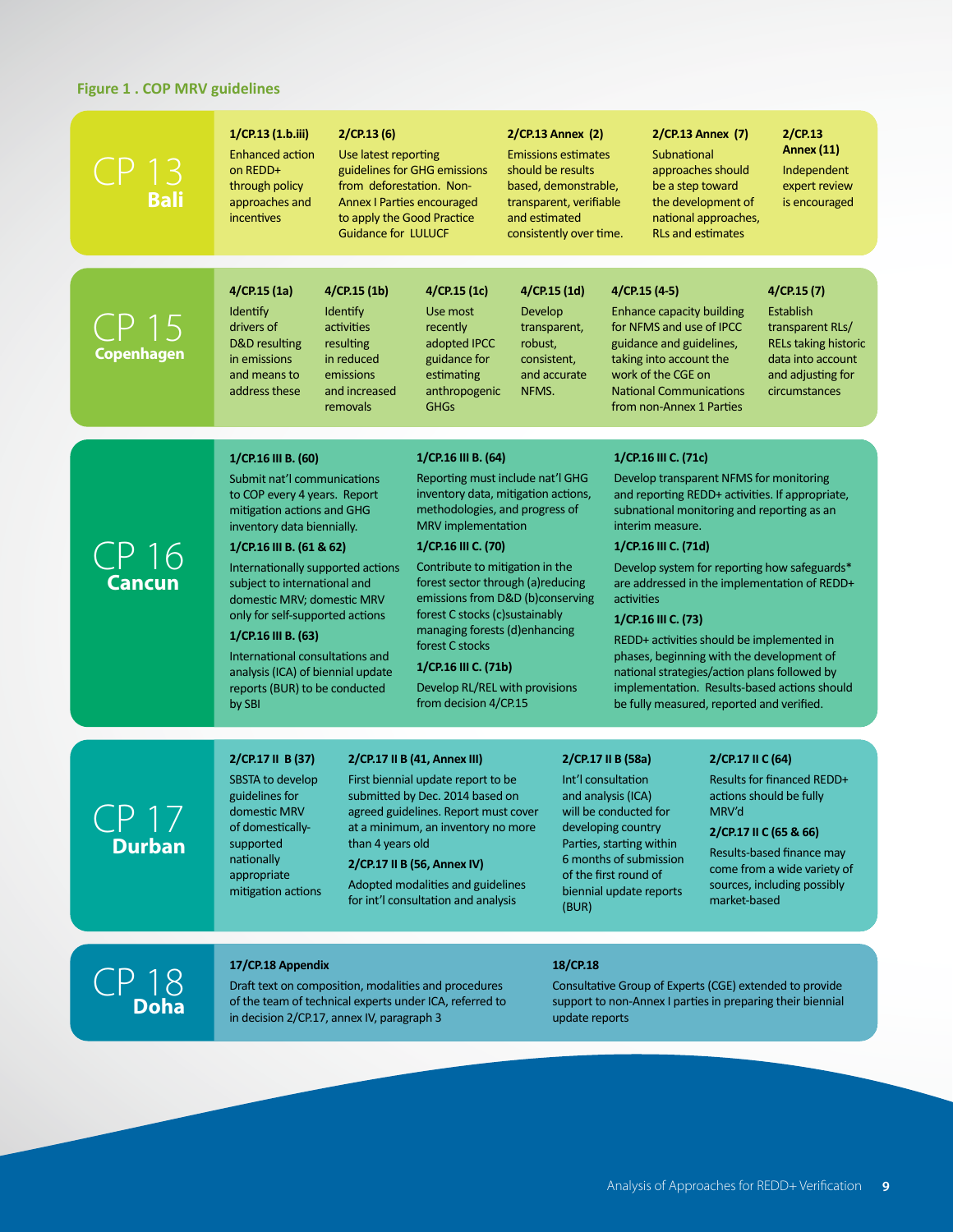**Figure 1 . COP MRV guidelines**

## CP 13 Bali

**1/CP.13 (1.b.iii)**
Enhanced action on REDD+ through policy approaches and incentives

**2/CP.13 (6)**
Use latest reporting guidelines for GHG emissions from deforestation. Non-Annex I Parties encouraged to apply the Good Practice Guidance for LULUCF

**2/CP.13 Annex (2)**
Emissions estimates should be results based, demonstrable, transparent, verifiable and estimated consistently over time.

**2/CP.13 Annex (7)**
Subnational approaches should be a step toward the development of national approaches, RLs and estimates

**2/CP.13 Annex (11)**
Independent expert review is encouraged

## CP 15 Copenhagen

**4/CP.15 (1a)**
Identify drivers of D&D resulting in emissions and means to address these

**4/CP.15 (1b)**
Identify activities resulting in reduced emissions and increased removals

**4/CP.15 (1c)**
Use most recently adopted IPCC guidance for estimating anthropogenic GHGs

**4/CP.15 (1d)**
Develop transparent, robust, consistent, and accurate NFMS.

**4/CP.15 (4-5)**
Enhance capacity building for NFMS and use of IPCC guidance and guidelines, taking into account the work of the CGE on National Communications from non-Annex 1 Parties

**4/CP.15 (7)**
Establish transparent RLs/RELs taking historic data into account and adjusting for circumstances

## CP 16 Cancun

**1/CP.16 III B. (60)**
Submit nat'l communications to COP every 4 years. Report mitigation actions and GHG inventory data biennially.

**1/CP.16 III B. (61 & 62)**
Internationally supported actions subject to international and domestic MRV; domestic MRV only for self-supported actions

**1/CP.16 III B. (63)**
International consultations and analysis (ICA) of biennial update reports (BUR) to be conducted by SBI

**1/CP.16 III B. (64)**
Reporting must include nat'l GHG inventory data, mitigation actions, methodologies, and progress of MRV implementation

**1/CP.16 III C. (70)**
Contribute to mitigation in the forest sector through (a)reducing emissions from D&D (b)conserving forest C stocks (c)sustainably managing forests (d)enhancing forest C stocks

**1/CP.16 III C. (71b)**
Develop RL/REL with provisions from decision 4/CP.15

**1/CP.16 III C. (71c)**
Develop transparent NFMS for monitoring and reporting REDD+ activities. If appropriate, subnational monitoring and reporting as an interim measure.

**1/CP.16 III C. (71d)**
Develop system for reporting how safeguards* are addressed in the implementation of REDD+ activities

**1/CP.16 III C. (73)**
REDD+ activities should be implemented in phases, beginning with the development of national strategies/action plans followed by implementation. Results-based actions should be fully measured, reported and verified.

## CP 17 Durban

**2/CP.17 II B (37)**
SBSTA to develop guidelines for domestic MRV of domestically-supported nationally appropriate mitigation actions

**2/CP.17 II B (41, Annex III)**
First biennial update report to be submitted by Dec. 2014 based on agreed guidelines. Report must cover at a minimum, an inventory no more than 4 years old

**2/CP.17 II B (56, Annex IV)**
Adopted modalities and guidelines for int'l consultation and analysis

**2/CP.17 II B (58a)**
Int'l consultation and analysis (ICA) will be conducted for developing country Parties, starting within 6 months of submission of the first round of biennial update reports (BUR)

**2/CP.17 II C (64)**
Results for financed REDD+ actions should be fully MRV'd

**2/CP.17 II C (65 & 66)**
Results-based finance may come from a wide variety of sources, including possibly market-based

## CP 18 Doha

**17/CP.18 Appendix**
Draft text on composition, modalities and procedures of the team of technical experts under ICA, referred to in decision 2/CP.17, annex IV, paragraph 3

**18/CP.18**
Consultative Group of Experts (CGE) extended to provide support to non-Annex I parties in preparing their biennial update reports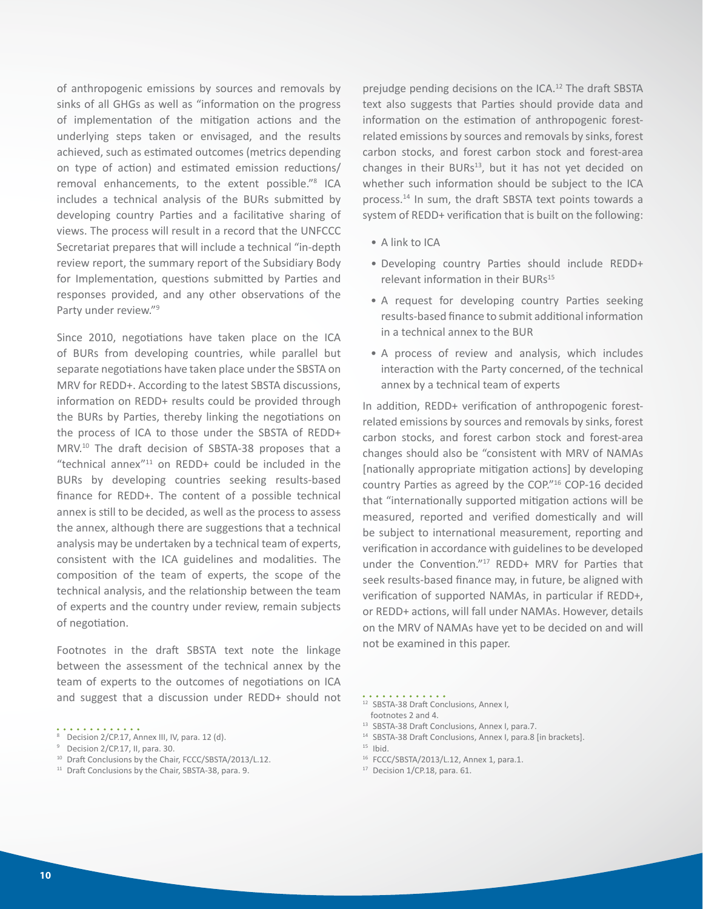of anthropogenic emissions by sources and removals by sinks of all GHGs as well as "information on the progress of implementation of the mitigation actions and the underlying steps taken or envisaged, and the results achieved, such as estimated outcomes (metrics depending on type of action) and estimated emission reductions/ removal enhancements, to the extent possible."[8] ICA includes a technical analysis of the BURs submitted by developing country Parties and a facilitative sharing of views. The process will result in a record that the UNFCCC Secretariat prepares that will include a technical "in-depth review report, the summary report of the Subsidiary Body for Implementation, questions submitted by Parties and responses provided, and any other observations of the Party under review."[9]

Since 2010, negotiations have taken place on the ICA of BURs from developing countries, while parallel but separate negotiations have taken place under the SBSTA on MRV for REDD+. According to the latest SBSTA discussions, information on REDD+ results could be provided through the BURs by Parties, thereby linking the negotiations on the process of ICA to those under the SBSTA of REDD+ MRV.[10] The draft decision of SBSTA-38 proposes that a "technical annex"[11] on REDD+ could be included in the BURs by developing countries seeking results-based finance for REDD+. The content of a possible technical annex is still to be decided, as well as the process to assess the annex, although there are suggestions that a technical analysis may be undertaken by a technical team of experts, consistent with the ICA guidelines and modalities. The composition of the team of experts, the scope of the technical analysis, and the relationship between the team of experts and the country under review, remain subjects of negotiation.

Footnotes in the draft SBSTA text note the linkage between the assessment of the technical annex by the team of experts to the outcomes of negotiations on ICA and suggest that a discussion under REDD+ should not prejudge pending decisions on the ICA.[12] The draft SBSTA text also suggests that Parties should provide data and information on the estimation of anthropogenic forest-related emissions by sources and removals by sinks, forest carbon stocks, and forest carbon stock and forest-area changes in their BURs[13], but it has not yet decided on whether such information should be subject to the ICA process.[14] In sum, the draft SBSTA text points towards a system of REDD+ verification that is built on the following:

- A link to ICA
- Developing country Parties should include REDD+ relevant information in their BURs[15]
- A request for developing country Parties seeking results-based finance to submit additional information in a technical annex to the BUR
- A process of review and analysis, which includes interaction with the Party concerned, of the technical annex by a technical team of experts

In addition, REDD+ verification of anthropogenic forest-related emissions by sources and removals by sinks, forest carbon stocks, and forest carbon stock and forest-area changes should also be "consistent with MRV of NAMAs [nationally appropriate mitigation actions] by developing country Parties as agreed by the COP."[16] COP-16 decided that "internationally supported mitigation actions will be measured, reported and verified domestically and will be subject to international measurement, reporting and verification in accordance with guidelines to be developed under the Convention."[17] REDD+ MRV for Parties that seek results-based finance may, in future, be aligned with verification of supported NAMAs, in particular if REDD+, or REDD+ actions, will fall under NAMAs. However, details on the MRV of NAMAs have yet to be decided on and will not be examined in this paper.

[8] Decision 2/CP.17, Annex III, IV, para. 12 (d).

[9] Decision 2/CP.17, II, para. 30.

[10] Draft Conclusions by the Chair, FCCC/SBSTA/2013/L.12.

[11] Draft Conclusions by the Chair, SBSTA-38, para. 9.

[12] SBSTA-38 Draft Conclusions, Annex I, footnotes 2 and 4.

[13] SBSTA-38 Draft Conclusions, Annex I, para.7.

[14] SBSTA-38 Draft Conclusions, Annex I, para.8 [in brackets].

[15] Ibid.

[16] FCCC/SBSTA/2013/L.12, Annex 1, para.1.

[17] Decision 1/CP.18, para. 61.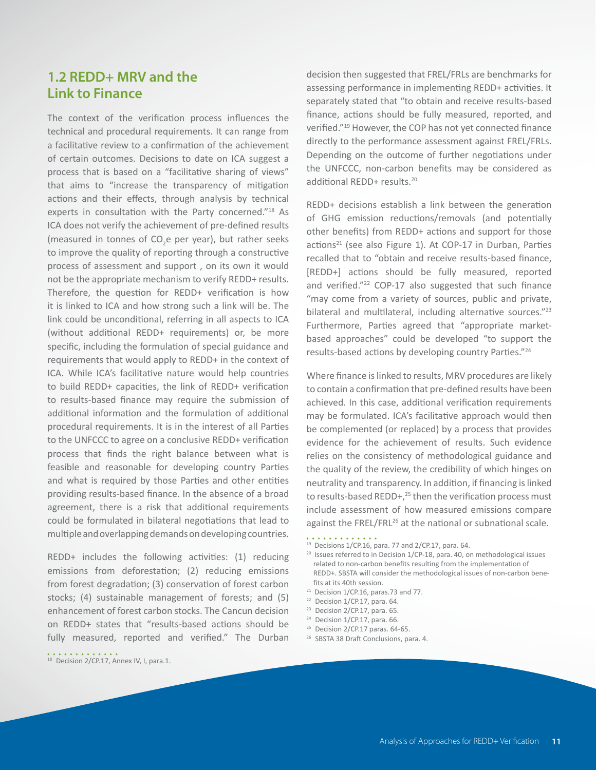## 1.2 REDD+ MRV and the Link to Finance

The context of the verification process influences the technical and procedural requirements. It can range from a facilitative review to a confirmation of the achievement of certain outcomes. Decisions to date on ICA suggest a process that is based on a "facilitative sharing of views" that aims to "increase the transparency of mitigation actions and their effects, through analysis by technical experts in consultation with the Party concerned."[18] As ICA does not verify the achievement of pre-defined results (measured in tonnes of $CO_2e$ per year), but rather seeks to improve the quality of reporting through a constructive process of assessment and support , on its own it would not be the appropriate mechanism to verify REDD+ results. Therefore, the question for REDD+ verification is how it is linked to ICA and how strong such a link will be. The link could be unconditional, referring in all aspects to ICA (without additional REDD+ requirements) or, be more specific, including the formulation of special guidance and requirements that would apply to REDD+ in the context of ICA. While ICA's facilitative nature would help countries to build REDD+ capacities, the link of REDD+ verification to results-based finance may require the submission of additional information and the formulation of additional procedural requirements. It is in the interest of all Parties to the UNFCCC to agree on a conclusive REDD+ verification process that finds the right balance between what is feasible and reasonable for developing country Parties and what is required by those Parties and other entities providing results-based finance. In the absence of a broad agreement, there is a risk that additional requirements could be formulated in bilateral negotiations that lead to multiple and overlapping demands on developing countries.

REDD+ includes the following activities: (1) reducing emissions from deforestation; (2) reducing emissions from forest degradation; (3) conservation of forest carbon stocks; (4) sustainable management of forests; and (5) enhancement of forest carbon stocks. The Cancun decision on REDD+ states that "results-based actions should be fully measured, reported and verified." The Durban decision then suggested that FREL/FRLs are benchmarks for assessing performance in implementing REDD+ activities. It separately stated that "to obtain and receive results-based finance, actions should be fully measured, reported, and verified."[19] However, the COP has not yet connected finance directly to the performance assessment against FREL/FRLs. Depending on the outcome of further negotiations under the UNFCCC, non-carbon benefits may be considered as additional REDD+ results.[20]

REDD+ decisions establish a link between the generation of GHG emission reductions/removals (and potentially other benefits) from REDD+ actions and support for those actions[21] (see also Figure 1). At COP-17 in Durban, Parties recalled that to "obtain and receive results-based finance, [REDD+] actions should be fully measured, reported and verified."[22] COP-17 also suggested that such finance "may come from a variety of sources, public and private, bilateral and multilateral, including alternative sources."[23] Furthermore, Parties agreed that "appropriate market-based approaches" could be developed "to support the results-based actions by developing country Parties."[24]

Where finance is linked to results, MRV procedures are likely to contain a confirmation that pre-defined results have been achieved. In this case, additional verification requirements may be formulated. ICA's facilitative approach would then be complemented (or replaced) by a process that provides evidence for the achievement of results. Such evidence relies on the consistency of methodological guidance and the quality of the review, the credibility of which hinges on neutrality and transparency. In addition, if financing is linked to results-based REDD+,[25] then the verification process must include assessment of how measured emissions compare against the FREL/FRL[26] at the national or subnational scale.

[18] Decision 2/CP.17, Annex IV, I, para.1.

[19] Decisions 1/CP.16, para. 77 and 2/CP.17, para. 64.

[20] Issues referred to in Decision 1/CP-18, para. 40, on methodological issues related to non-carbon benefits resulting from the implementation of REDD+. SBSTA will consider the methodological issues of non-carbon benefits at its 40th session.

[21] Decision 1/CP.16, paras.73 and 77.

[22] Decision 1/CP.17, para. 64.

[23] Decision 2/CP.17, para. 65.

[24] Decision 1/CP.17, para. 66.

[25] Decision 2/CP.17 paras. 64-65.

[26] SBSTA 38 Draft Conclusions, para. 4.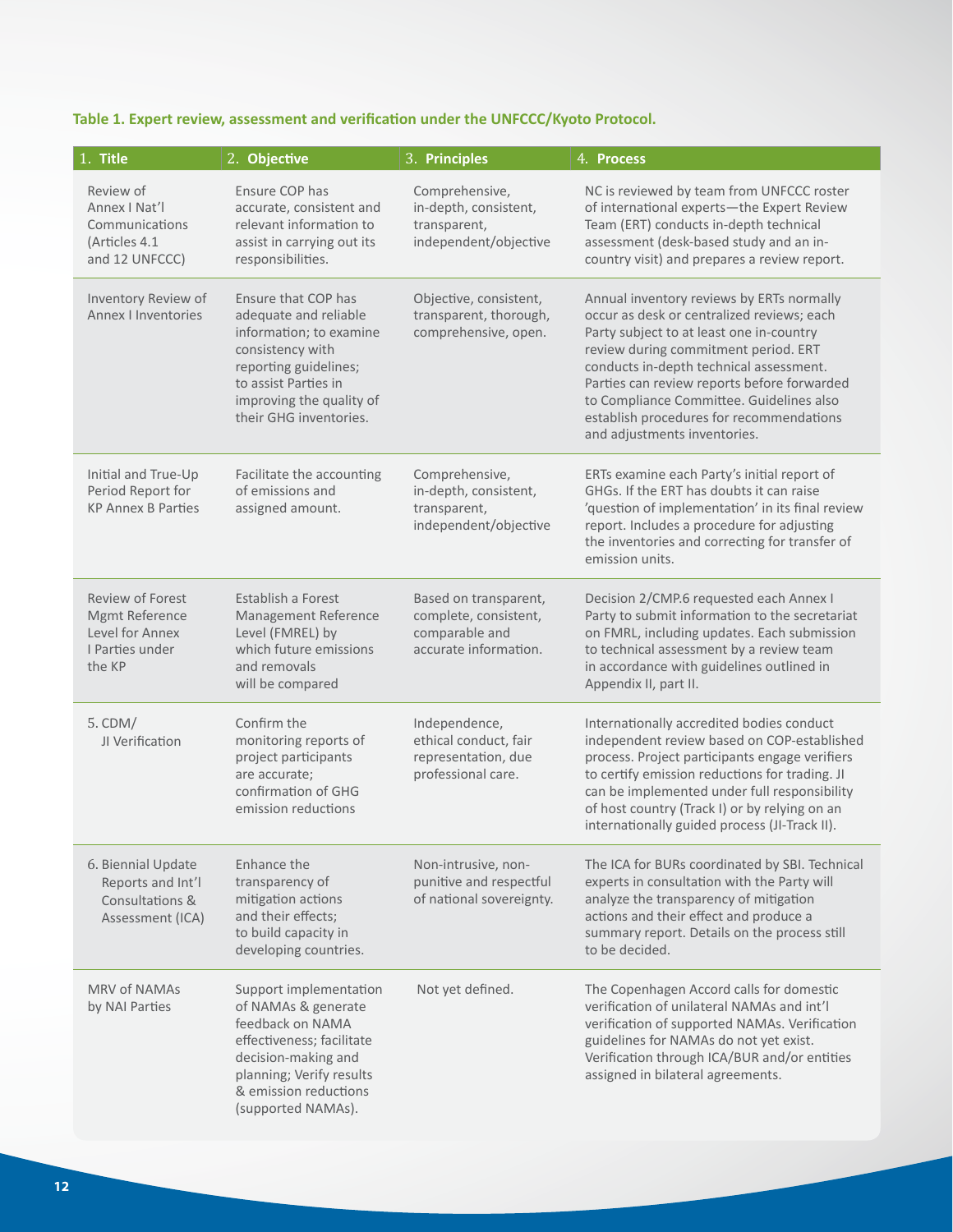**Table 1. Expert review, assessment and verification under the UNFCCC/Kyoto Protocol.**

| 1. Title | 2. Objective | 3. Principles | 4. Process |
|---|---|---|---|
| Review of Annex I Nat'l Communications (Articles 4.1 and 12 UNFCCC) | Ensure COP has accurate, consistent and relevant information to assist in carrying out its responsibilities. | Comprehensive, in-depth, consistent, transparent, independent/objective | NC is reviewed by team from UNFCCC roster of international experts—the Expert Review Team (ERT) conducts in-depth technical assessment (desk-based study and an in-country visit) and prepares a review report. |
| Inventory Review of Annex I Inventories | Ensure that COP has adequate and reliable information; to examine consistency with reporting guidelines; to assist Parties in improving the quality of their GHG inventories. | Objective, consistent, transparent, thorough, comprehensive, open. | Annual inventory reviews by ERTs normally occur as desk or centralized reviews; each Party subject to at least one in-country review during commitment period. ERT conducts in-depth technical assessment. Parties can review reports before forwarded to Compliance Committee. Guidelines also establish procedures for recommendations and adjustments inventories. |
| Initial and True-Up Period Report for KP Annex B Parties | Facilitate the accounting of emissions and assigned amount. | Comprehensive, in-depth, consistent, transparent, independent/objective | ERTs examine each Party's initial report of GHGs. If the ERT has doubts it can raise 'question of implementation' in its final review report. Includes a procedure for adjusting the inventories and correcting for transfer of emission units. |
| Review of Forest Mgmt Reference Level for Annex I Parties under the KP | Establish a Forest Management Reference Level (FMREL) by which future emissions and removals will be compared | Based on transparent, complete, consistent, comparable and accurate information. | Decision 2/CMP.6 requested each Annex I Party to submit information to the secretariat on FMRL, including updates. Each submission to technical assessment by a review team in accordance with guidelines outlined in Appendix II, part II. |
| 5. CDM/ JI Verification | Confirm the monitoring reports of project participants are accurate; confirmation of GHG emission reductions | Independence, ethical conduct, fair representation, due professional care. | Internationally accredited bodies conduct independent review based on COP-established process. Project participants engage verifiers to certify emission reductions for trading. JI can be implemented under full responsibility of host country (Track I) or by relying on an internationally guided process (JI-Track II). |
| 6. Biennial Update Reports and Int'l Consultations & Assessment (ICA) | Enhance the transparency of mitigation actions and their effects; to build capacity in developing countries. | Non-intrusive, non-punitive and respectful of national sovereignty. | The ICA for BURs coordinated by SBI. Technical experts in consultation with the Party will analyze the transparency of mitigation actions and their effect and produce a summary report. Details on the process still to be decided. |
| MRV of NAMAs by NAI Parties | Support implementation of NAMAs & generate feedback on NAMA effectiveness; facilitate decision-making and planning; Verify results & emission reductions (supported NAMAs). | Not yet defined. | The Copenhagen Accord calls for domestic verification of unilateral NAMAs and int'l verification of supported NAMAs. Verification guidelines for NAMAs do not yet exist. Verification through ICA/BUR and/or entities assigned in bilateral agreements. |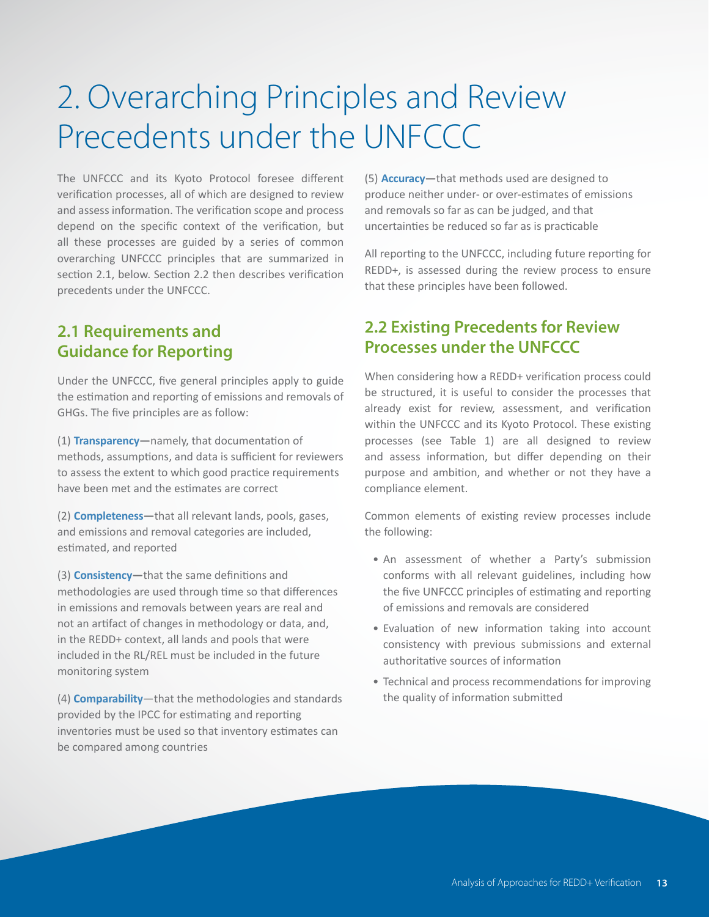# 2. Overarching Principles and Review Precedents under the UNFCCC

The UNFCCC and its Kyoto Protocol foresee different verification processes, all of which are designed to review and assess information. The verification scope and process depend on the specific context of the verification, but all these processes are guided by a series of common overarching UNFCCC principles that are summarized in section 2.1, below. Section 2.2 then describes verification precedents under the UNFCCC.

## 2.1 Requirements and Guidance for Reporting

Under the UNFCCC, five general principles apply to guide the estimation and reporting of emissions and removals of GHGs. The five principles are as follow:

(1) **Transparency—**namely, that documentation of methods, assumptions, and data is sufficient for reviewers to assess the extent to which good practice requirements have been met and the estimates are correct

(2) **Completeness—**that all relevant lands, pools, gases, and emissions and removal categories are included, estimated, and reported

(3) **Consistency—**that the same definitions and methodologies are used through time so that differences in emissions and removals between years are real and not an artifact of changes in methodology or data, and, in the REDD+ context, all lands and pools that were included in the RL/REL must be included in the future monitoring system

(4) **Comparability**—that the methodologies and standards provided by the IPCC for estimating and reporting inventories must be used so that inventory estimates can be compared among countries

(5) **Accuracy—**that methods used are designed to produce neither under- or over-estimates of emissions and removals so far as can be judged, and that uncertainties be reduced so far as is practicable

All reporting to the UNFCCC, including future reporting for REDD+, is assessed during the review process to ensure that these principles have been followed.

## 2.2 Existing Precedents for Review Processes under the UNFCCC

When considering how a REDD+ verification process could be structured, it is useful to consider the processes that already exist for review, assessment, and verification within the UNFCCC and its Kyoto Protocol. These existing processes (see Table 1) are all designed to review and assess information, but differ depending on their purpose and ambition, and whether or not they have a compliance element.

Common elements of existing review processes include the following:

- An assessment of whether a Party's submission conforms with all relevant guidelines, including how the five UNFCCC principles of estimating and reporting of emissions and removals are considered
- Evaluation of new information taking into account consistency with previous submissions and external authoritative sources of information
- Technical and process recommendations for improving the quality of information submitted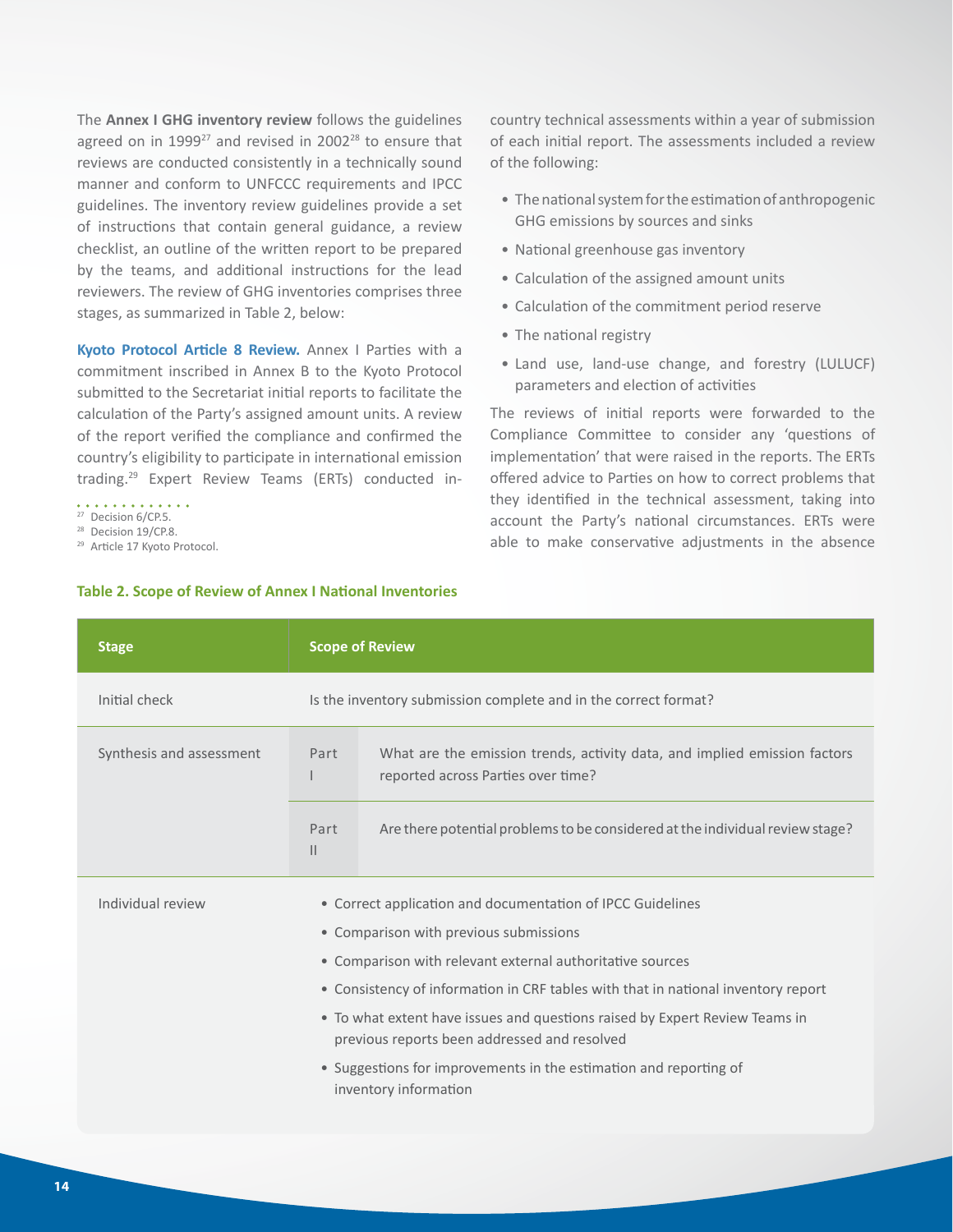The **Annex I GHG inventory review** follows the guidelines agreed on in 1999[27] and revised in 2002[28] to ensure that reviews are conducted consistently in a technically sound manner and conform to UNFCCC requirements and IPCC guidelines. The inventory review guidelines provide a set of instructions that contain general guidance, a review checklist, an outline of the written report to be prepared by the teams, and additional instructions for the lead reviewers. The review of GHG inventories comprises three stages, as summarized in Table 2, below:

**Kyoto Protocol Article 8 Review.** Annex I Parties with a commitment inscribed in Annex B to the Kyoto Protocol submitted to the Secretariat initial reports to facilitate the calculation of the Party's assigned amount units. A review of the report verified the compliance and confirmed the country's eligibility to participate in international emission trading.[29] Expert Review Teams (ERTs) conducted in-country technical assessments within a year of submission of each initial report. The assessments included a review of the following:

- The national system for the estimation of anthropogenic GHG emissions by sources and sinks
- National greenhouse gas inventory
- Calculation of the assigned amount units
- Calculation of the commitment period reserve
- The national registry
- Land use, land-use change, and forestry (LULUCF) parameters and election of activities

The reviews of initial reports were forwarded to the Compliance Committee to consider any 'questions of implementation' that were raised in the reports. The ERTs offered advice to Parties on how to correct problems that they identified in the technical assessment, taking into account the Party's national circumstances. ERTs were able to make conservative adjustments in the absence

[27] Decision 6/CP.5.

[28] Decision 19/CP.8.

[29] Article 17 Kyoto Protocol.

**Table 2. Scope of Review of Annex I National Inventories**

| Stage | Scope of Review | |
|---|---|---|
| Initial check | Is the inventory submission complete and in the correct format? | |
| Synthesis and assessment | Part I | What are the emission trends, activity data, and implied emission factors reported across Parties over time? |
| | Part II | Are there potential problems to be considered at the individual review stage? |
| Individual review | • Correct application and documentation of IPCC Guidelines<br>• Comparison with previous submissions<br>• Comparison with relevant external authoritative sources<br>• Consistency of information in CRF tables with that in national inventory report<br>• To what extent have issues and questions raised by Expert Review Teams in previous reports been addressed and resolved<br>• Suggestions for improvements in the estimation and reporting of inventory information | |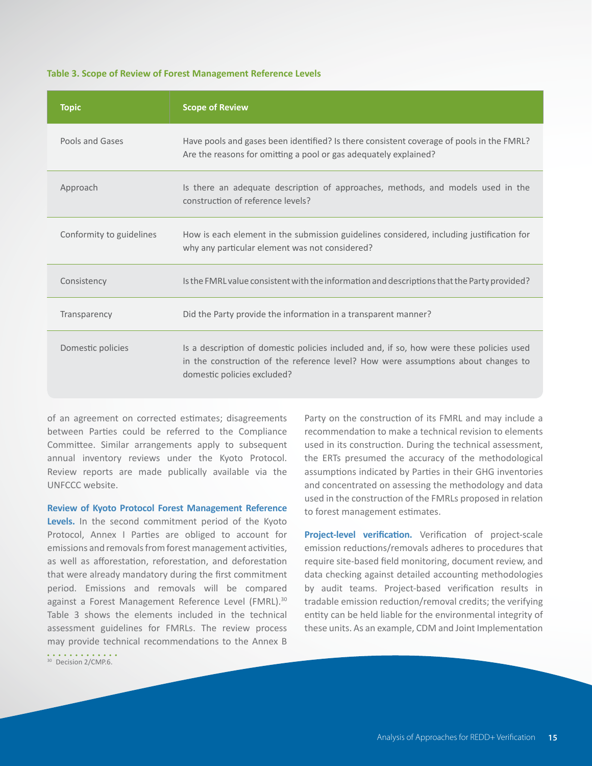**Table 3. Scope of Review of Forest Management Reference Levels**

| Topic | Scope of Review |
| --- | --- |
| Pools and Gases | Have pools and gases been identified? Is there consistent coverage of pools in the FMRL? Are the reasons for omitting a pool or gas adequately explained? |
| Approach | Is there an adequate description of approaches, methods, and models used in the construction of reference levels? |
| Conformity to guidelines | How is each element in the submission guidelines considered, including justification for why any particular element was not considered? |
| Consistency | Is the FMRL value consistent with the information and descriptions that the Party provided? |
| Transparency | Did the Party provide the information in a transparent manner? |
| Domestic policies | Is a description of domestic policies included and, if so, how were these policies used in the construction of the reference level? How were assumptions about changes to domestic policies excluded? |

of an agreement on corrected estimates; disagreements between Parties could be referred to the Compliance Committee. Similar arrangements apply to subsequent annual inventory reviews under the Kyoto Protocol. Review reports are made publically available via the UNFCCC website.

**Review of Kyoto Protocol Forest Management Reference Levels.** In the second commitment period of the Kyoto Protocol, Annex I Parties are obliged to account for emissions and removals from forest management activities, as well as afforestation, reforestation, and deforestation that were already mandatory during the first commitment period. Emissions and removals will be compared against a Forest Management Reference Level (FMRL).[30] Table 3 shows the elements included in the technical assessment guidelines for FMRLs. The review process may provide technical recommendations to the Annex B Party on the construction of its FMRL and may include a recommendation to make a technical revision to elements used in its construction. During the technical assessment, the ERTs presumed the accuracy of the methodological assumptions indicated by Parties in their GHG inventories and concentrated on assessing the methodology and data used in the construction of the FMRLs proposed in relation to forest management estimates.

**Project-level verification.** Verification of project-scale emission reductions/removals adheres to procedures that require site-based field monitoring, document review, and data checking against detailed accounting methodologies by audit teams. Project-based verification results in tradable emission reduction/removal credits; the verifying entity can be held liable for the environmental integrity of these units. As an example, CDM and Joint Implementation

[30] Decision 2/CMP.6.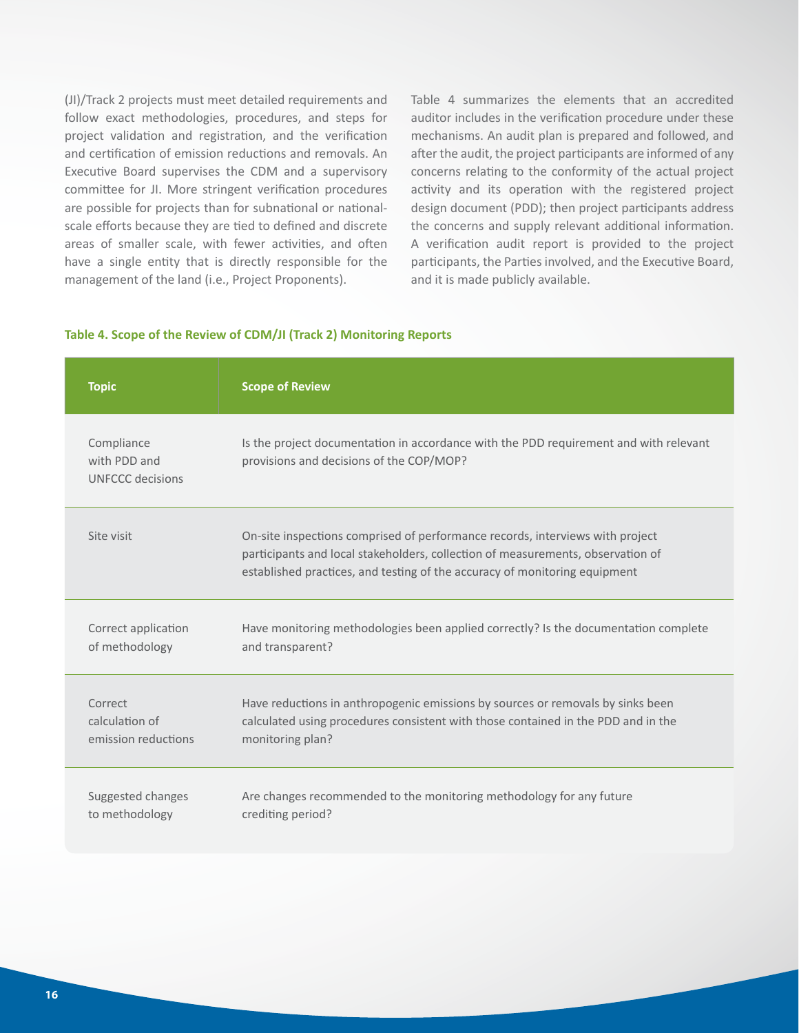(JI)/Track 2 projects must meet detailed requirements and follow exact methodologies, procedures, and steps for project validation and registration, and the verification and certification of emission reductions and removals. An Executive Board supervises the CDM and a supervisory committee for JI. More stringent verification procedures are possible for projects than for subnational or national-scale efforts because they are tied to defined and discrete areas of smaller scale, with fewer activities, and often have a single entity that is directly responsible for the management of the land (i.e., Project Proponents).

Table 4 summarizes the elements that an accredited auditor includes in the verification procedure under these mechanisms. An audit plan is prepared and followed, and after the audit, the project participants are informed of any concerns relating to the conformity of the actual project activity and its operation with the registered project design document (PDD); then project participants address the concerns and supply relevant additional information. A verification audit report is provided to the project participants, the Parties involved, and the Executive Board, and it is made publicly available.

**Table 4. Scope of the Review of CDM/JI (Track 2) Monitoring Reports**

| Topic | Scope of Review |
|---|---|
| Compliance with PDD and UNFCCC decisions | Is the project documentation in accordance with the PDD requirement and with relevant provisions and decisions of the COP/MOP? |
| Site visit | On-site inspections comprised of performance records, interviews with project participants and local stakeholders, collection of measurements, observation of established practices, and testing of the accuracy of monitoring equipment |
| Correct application of methodology | Have monitoring methodologies been applied correctly? Is the documentation complete and transparent? |
| Correct calculation of emission reductions | Have reductions in anthropogenic emissions by sources or removals by sinks been calculated using procedures consistent with those contained in the PDD and in the monitoring plan? |
| Suggested changes to methodology | Are changes recommended to the monitoring methodology for any future crediting period? |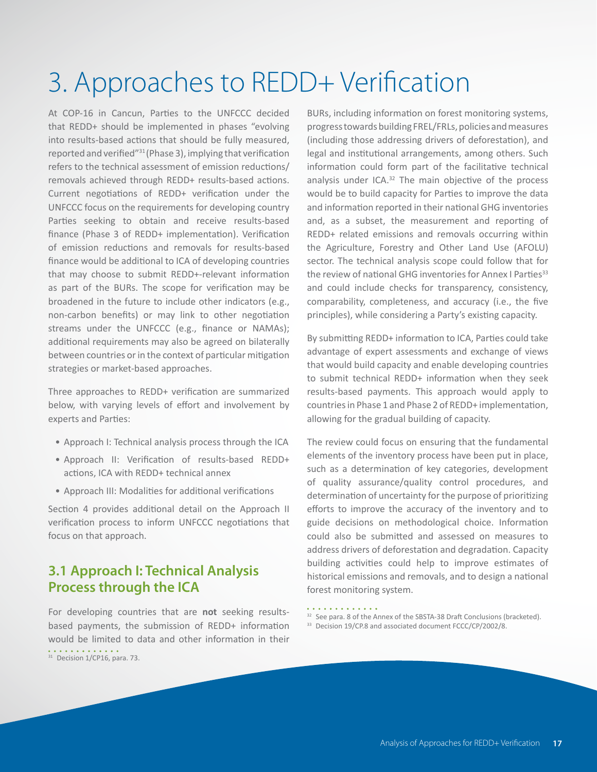# 3. Approaches to REDD+ Verification

At COP-16 in Cancun, Parties to the UNFCCC decided that REDD+ should be implemented in phases "evolving into results-based actions that should be fully measured, reported and verified"[31] (Phase 3), implying that verification refers to the technical assessment of emission reductions/removals achieved through REDD+ results-based actions. Current negotiations of REDD+ verification under the UNFCCC focus on the requirements for developing country Parties seeking to obtain and receive results-based finance (Phase 3 of REDD+ implementation). Verification of emission reductions and removals for results-based finance would be additional to ICA of developing countries that may choose to submit REDD+-relevant information as part of the BURs. The scope for verification may be broadened in the future to include other indicators (e.g., non-carbon benefits) or may link to other negotiation streams under the UNFCCC (e.g., finance or NAMAs); additional requirements may also be agreed on bilaterally between countries or in the context of particular mitigation strategies or market-based approaches.

Three approaches to REDD+ verification are summarized below, with varying levels of effort and involvement by experts and Parties:

- Approach I: Technical analysis process through the ICA
- Approach II: Verification of results-based REDD+ actions, ICA with REDD+ technical annex
- Approach III: Modalities for additional verifications

Section 4 provides additional detail on the Approach II verification process to inform UNFCCC negotiations that focus on that approach.

## 3.1 Approach I: Technical Analysis Process through the ICA

For developing countries that are **not** seeking results-based payments, the submission of REDD+ information would be limited to data and other information in their BURs, including information on forest monitoring systems, progress towards building FREL/FRLs, policies and measures (including those addressing drivers of deforestation), and legal and institutional arrangements, among others. Such information could form part of the facilitative technical analysis under ICA.[32] The main objective of the process would be to build capacity for Parties to improve the data and information reported in their national GHG inventories and, as a subset, the measurement and reporting of REDD+ related emissions and removals occurring within the Agriculture, Forestry and Other Land Use (AFOLU) sector. The technical analysis scope could follow that for the review of national GHG inventories for Annex I Parties[33] and could include checks for transparency, consistency, comparability, completeness, and accuracy (i.e., the five principles), while considering a Party's existing capacity.

By submitting REDD+ information to ICA, Parties could take advantage of expert assessments and exchange of views that would build capacity and enable developing countries to submit technical REDD+ information when they seek results-based payments. This approach would apply to countries in Phase 1 and Phase 2 of REDD+ implementation, allowing for the gradual building of capacity.

The review could focus on ensuring that the fundamental elements of the inventory process have been put in place, such as a determination of key categories, development of quality assurance/quality control procedures, and determination of uncertainty for the purpose of prioritizing efforts to improve the accuracy of the inventory and to guide decisions on methodological choice. Information could also be submitted and assessed on measures to address drivers of deforestation and degradation. Capacity building activities could help to improve estimates of historical emissions and removals, and to design a national forest monitoring system.

[31] Decision 1/CP16, para. 73.

[32] See para. 8 of the Annex of the SBSTA-38 Draft Conclusions (bracketed).

[33] Decision 19/CP.8 and associated document FCCC/CP/2002/8.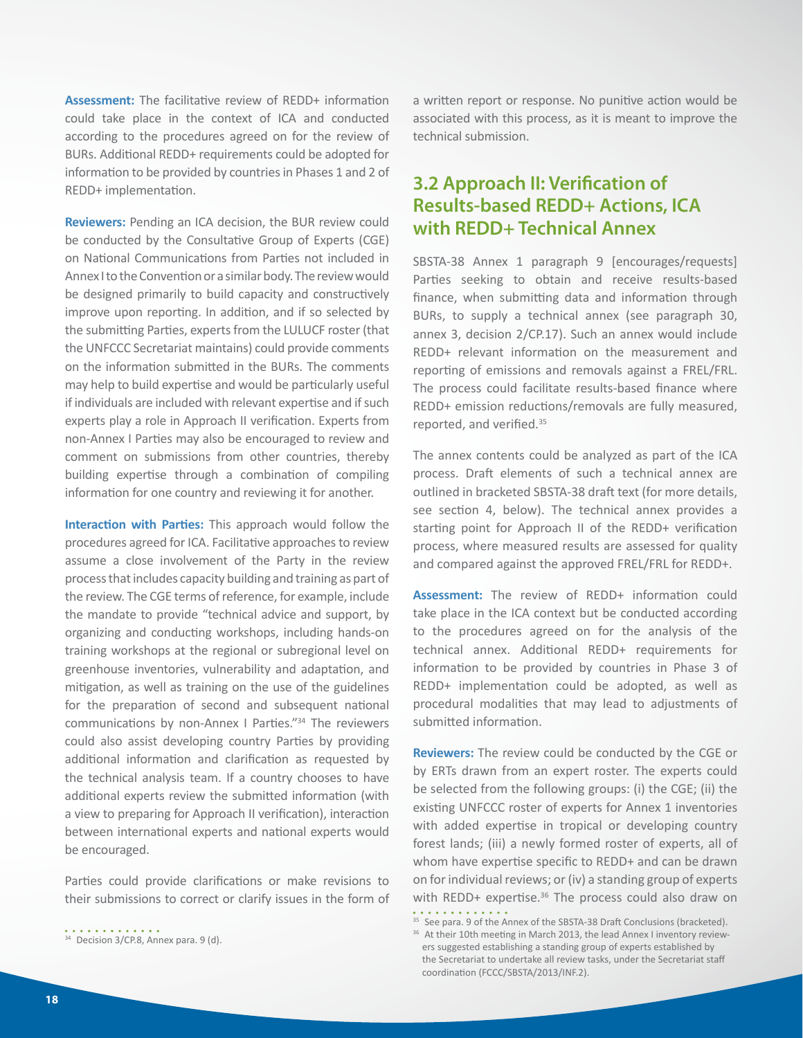**Assessment:** The facilitative review of REDD+ information could take place in the context of ICA and conducted according to the procedures agreed on for the review of BURs. Additional REDD+ requirements could be adopted for information to be provided by countries in Phases 1 and 2 of REDD+ implementation.

**Reviewers:** Pending an ICA decision, the BUR review could be conducted by the Consultative Group of Experts (CGE) on National Communications from Parties not included in Annex I to the Convention or a similar body. The review would be designed primarily to build capacity and constructively improve upon reporting. In addition, and if so selected by the submitting Parties, experts from the LULUCF roster (that the UNFCCC Secretariat maintains) could provide comments on the information submitted in the BURs. The comments may help to build expertise and would be particularly useful if individuals are included with relevant expertise and if such experts play a role in Approach II verification. Experts from non-Annex I Parties may also be encouraged to review and comment on submissions from other countries, thereby building expertise through a combination of compiling information for one country and reviewing it for another.

**Interaction with Parties:** This approach would follow the procedures agreed for ICA. Facilitative approaches to review assume a close involvement of the Party in the review process that includes capacity building and training as part of the review. The CGE terms of reference, for example, include the mandate to provide "technical advice and support, by organizing and conducting workshops, including hands-on training workshops at the regional or subregional level on greenhouse inventories, vulnerability and adaptation, and mitigation, as well as training on the use of the guidelines for the preparation of second and subsequent national communications by non-Annex I Parties."[34] The reviewers could also assist developing country Parties by providing additional information and clarification as requested by the technical analysis team. If a country chooses to have additional experts review the submitted information (with a view to preparing for Approach II verification), interaction between international experts and national experts would be encouraged.

Parties could provide clarifications or make revisions to their submissions to correct or clarify issues in the form of a written report or response. No punitive action would be associated with this process, as it is meant to improve the technical submission.

## 3.2 Approach II: Verification of Results-based REDD+ Actions, ICA with REDD+ Technical Annex

SBSTA-38 Annex 1 paragraph 9 [encourages/requests] Parties seeking to obtain and receive results-based finance, when submitting data and information through BURs, to supply a technical annex (see paragraph 30, annex 3, decision 2/CP.17). Such an annex would include REDD+ relevant information on the measurement and reporting of emissions and removals against a FREL/FRL. The process could facilitate results-based finance where REDD+ emission reductions/removals are fully measured, reported, and verified.[35]

The annex contents could be analyzed as part of the ICA process. Draft elements of such a technical annex are outlined in bracketed SBSTA-38 draft text (for more details, see section 4, below). The technical annex provides a starting point for Approach II of the REDD+ verification process, where measured results are assessed for quality and compared against the approved FREL/FRL for REDD+.

**Assessment:** The review of REDD+ information could take place in the ICA context but be conducted according to the procedures agreed on for the analysis of the technical annex. Additional REDD+ requirements for information to be provided by countries in Phase 3 of REDD+ implementation could be adopted, as well as procedural modalities that may lead to adjustments of submitted information.

**Reviewers:** The review could be conducted by the CGE or by ERTs drawn from an expert roster. The experts could be selected from the following groups: (i) the CGE; (ii) the existing UNFCCC roster of experts for Annex 1 inventories with added expertise in tropical or developing country forest lands; (iii) a newly formed roster of experts, all of whom have expertise specific to REDD+ and can be drawn on for individual reviews; or (iv) a standing group of experts with REDD+ expertise.[36] The process could also draw on

---

[34] Decision 3/CP.8, Annex para. 9 (d).

[35] See para. 9 of the Annex of the SBSTA-38 Draft Conclusions (bracketed).

[36] At their 10th meeting in March 2013, the lead Annex I inventory reviewers suggested establishing a standing group of experts established by the Secretariat to undertake all review tasks, under the Secretariat staff coordination (FCCC/SBSTA/2013/INF.2).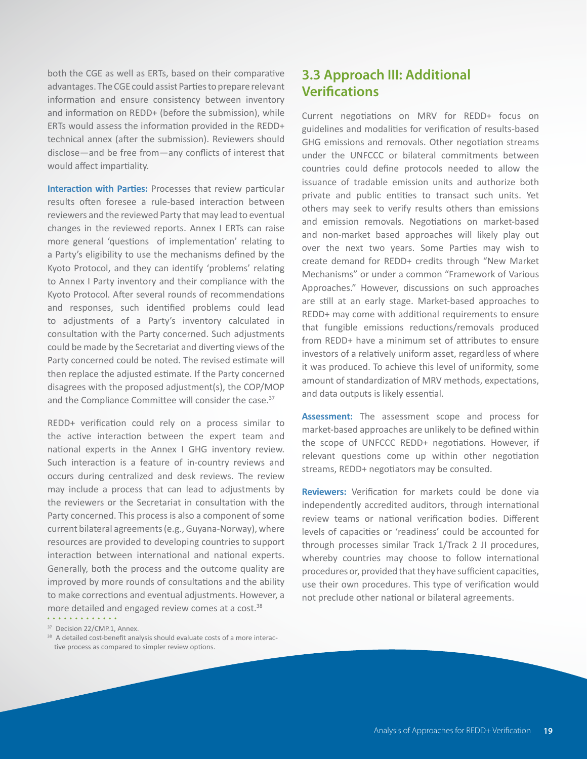both the CGE as well as ERTs, based on their comparative advantages. The CGE could assist Parties to prepare relevant information and ensure consistency between inventory and information on REDD+ (before the submission), while ERTs would assess the information provided in the REDD+ technical annex (after the submission). Reviewers should disclose—and be free from—any conflicts of interest that would affect impartiality.

**Interaction with Parties:** Processes that review particular results often foresee a rule-based interaction between reviewers and the reviewed Party that may lead to eventual changes in the reviewed reports. Annex I ERTs can raise more general 'questions of implementation' relating to a Party's eligibility to use the mechanisms defined by the Kyoto Protocol, and they can identify 'problems' relating to Annex I Party inventory and their compliance with the Kyoto Protocol. After several rounds of recommendations and responses, such identified problems could lead to adjustments of a Party's inventory calculated in consultation with the Party concerned. Such adjustments could be made by the Secretariat and diverting views of the Party concerned could be noted. The revised estimate will then replace the adjusted estimate. If the Party concerned disagrees with the proposed adjustment(s), the COP/MOP and the Compliance Committee will consider the case.[37]

REDD+ verification could rely on a process similar to the active interaction between the expert team and national experts in the Annex I GHG inventory review. Such interaction is a feature of in-country reviews and occurs during centralized and desk reviews. The review may include a process that can lead to adjustments by the reviewers or the Secretariat in consultation with the Party concerned. This process is also a component of some current bilateral agreements (e.g., Guyana-Norway), where resources are provided to developing countries to support interaction between international and national experts. Generally, both the process and the outcome quality are improved by more rounds of consultations and the ability to make corrections and eventual adjustments. However, a more detailed and engaged review comes at a cost.[38]

[37] Decision 22/CMP.1, Annex.

[38] A detailed cost-benefit analysis should evaluate costs of a more interactive process as compared to simpler review options.

## 3.3 Approach III: Additional Verifications

Current negotiations on MRV for REDD+ focus on guidelines and modalities for verification of results-based GHG emissions and removals. Other negotiation streams under the UNFCCC or bilateral commitments between countries could define protocols needed to allow the issuance of tradable emission units and authorize both private and public entities to transact such units. Yet others may seek to verify results others than emissions and emission removals. Negotiations on market-based and non-market based approaches will likely play out over the next two years. Some Parties may wish to create demand for REDD+ credits through "New Market Mechanisms" or under a common "Framework of Various Approaches." However, discussions on such approaches are still at an early stage. Market-based approaches to REDD+ may come with additional requirements to ensure that fungible emissions reductions/removals produced from REDD+ have a minimum set of attributes to ensure investors of a relatively uniform asset, regardless of where it was produced. To achieve this level of uniformity, some amount of standardization of MRV methods, expectations, and data outputs is likely essential.

**Assessment:** The assessment scope and process for market-based approaches are unlikely to be defined within the scope of UNFCCC REDD+ negotiations. However, if relevant questions come up within other negotiation streams, REDD+ negotiators may be consulted.

**Reviewers:** Verification for markets could be done via independently accredited auditors, through international review teams or national verification bodies. Different levels of capacities or 'readiness' could be accounted for through processes similar Track 1/Track 2 JI procedures, whereby countries may choose to follow international procedures or, provided that they have sufficient capacities, use their own procedures. This type of verification would not preclude other national or bilateral agreements.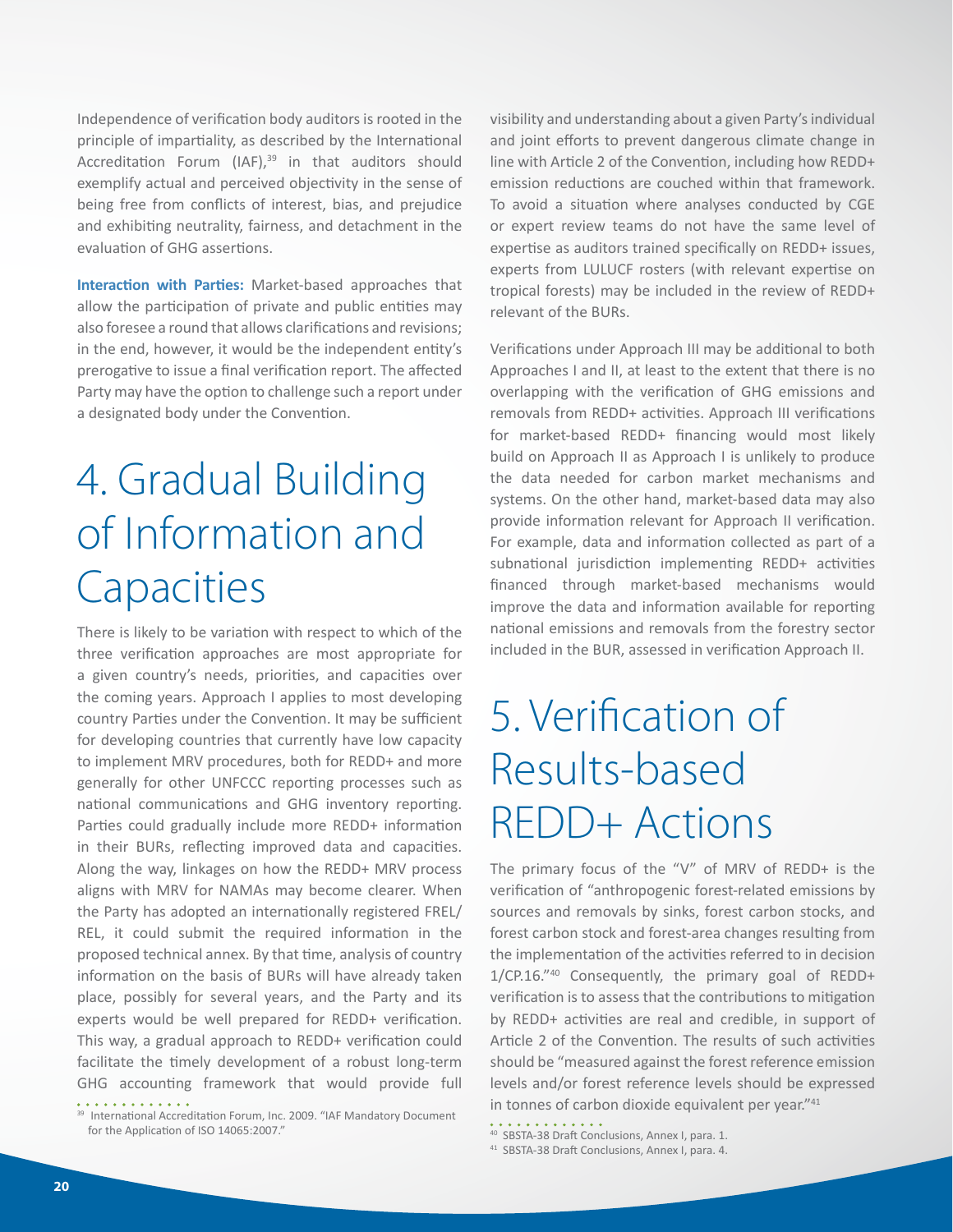Independence of verification body auditors is rooted in the principle of impartiality, as described by the International Accreditation Forum (IAF),[39] in that auditors should exemplify actual and perceived objectivity in the sense of being free from conflicts of interest, bias, and prejudice and exhibiting neutrality, fairness, and detachment in the evaluation of GHG assertions.

**Interaction with Parties:** Market-based approaches that allow the participation of private and public entities may also foresee a round that allows clarifications and revisions; in the end, however, it would be the independent entity's prerogative to issue a final verification report. The affected Party may have the option to challenge such a report under a designated body under the Convention.

# 4. Gradual Building of Information and Capacities

There is likely to be variation with respect to which of the three verification approaches are most appropriate for a given country's needs, priorities, and capacities over the coming years. Approach I applies to most developing country Parties under the Convention. It may be sufficient for developing countries that currently have low capacity to implement MRV procedures, both for REDD+ and more generally for other UNFCCC reporting processes such as national communications and GHG inventory reporting. Parties could gradually include more REDD+ information in their BURs, reflecting improved data and capacities. Along the way, linkages on how the REDD+ MRV process aligns with MRV for NAMAs may become clearer. When the Party has adopted an internationally registered FREL/REL, it could submit the required information in the proposed technical annex. By that time, analysis of country information on the basis of BURs will have already taken place, possibly for several years, and the Party and its experts would be well prepared for REDD+ verification. This way, a gradual approach to REDD+ verification could facilitate the timely development of a robust long-term GHG accounting framework that would provide full visibility and understanding about a given Party's individual and joint efforts to prevent dangerous climate change in line with Article 2 of the Convention, including how REDD+ emission reductions are couched within that framework. To avoid a situation where analyses conducted by CGE or expert review teams do not have the same level of expertise as auditors trained specifically on REDD+ issues, experts from LULUCF rosters (with relevant expertise on tropical forests) may be included in the review of REDD+ relevant of the BURs.

Verifications under Approach III may be additional to both Approaches I and II, at least to the extent that there is no overlapping with the verification of GHG emissions and removals from REDD+ activities. Approach III verifications for market-based REDD+ financing would most likely build on Approach II as Approach I is unlikely to produce the data needed for carbon market mechanisms and systems. On the other hand, market-based data may also provide information relevant for Approach II verification. For example, data and information collected as part of a subnational jurisdiction implementing REDD+ activities financed through market-based mechanisms would improve the data and information available for reporting national emissions and removals from the forestry sector included in the BUR, assessed in verification Approach II.

# 5. Verification of Results-based REDD+ Actions

The primary focus of the "V" of MRV of REDD+ is the verification of "anthropogenic forest-related emissions by sources and removals by sinks, forest carbon stocks, and forest carbon stock and forest-area changes resulting from the implementation of the activities referred to in decision 1/CP.16."[40] Consequently, the primary goal of REDD+ verification is to assess that the contributions to mitigation by REDD+ activities are real and credible, in support of Article 2 of the Convention. The results of such activities should be "measured against the forest reference emission levels and/or forest reference levels should be expressed in tonnes of carbon dioxide equivalent per year."[41]

[39] International Accreditation Forum, Inc. 2009. "IAF Mandatory Document for the Application of ISO 14065:2007."

[40] SBSTA-38 Draft Conclusions, Annex I, para. 1.

[41] SBSTA-38 Draft Conclusions, Annex I, para. 4.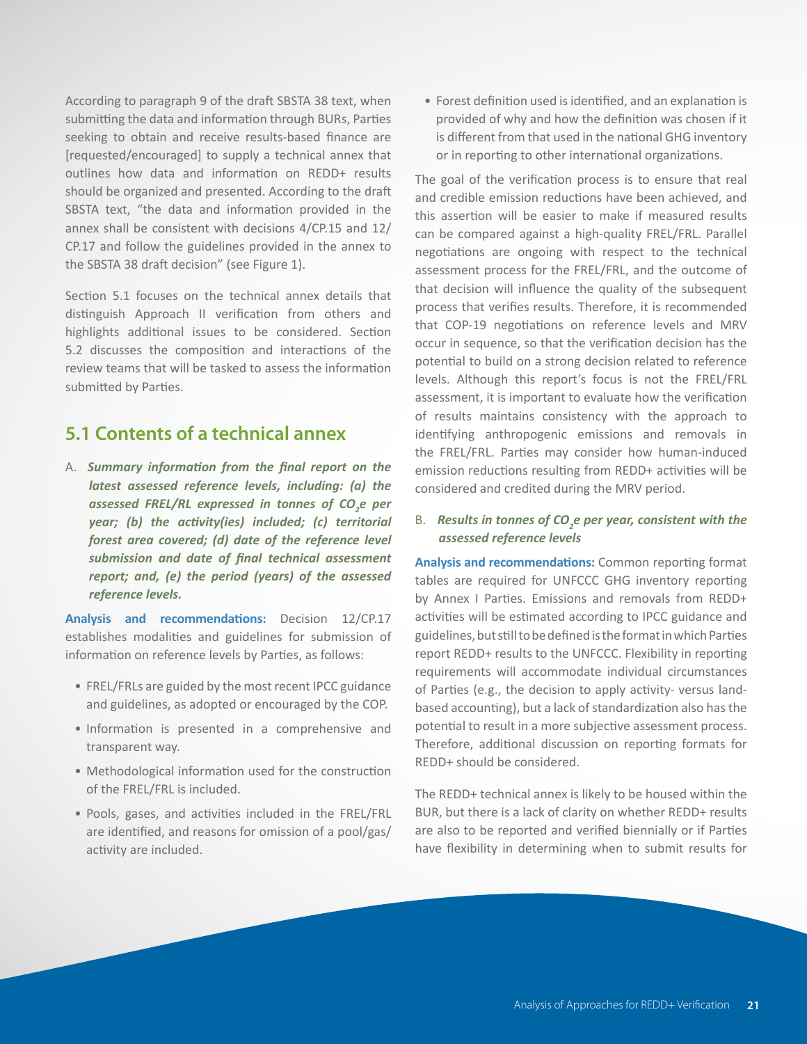According to paragraph 9 of the draft SBSTA 38 text, when submitting the data and information through BURs, Parties seeking to obtain and receive results-based finance are [requested/encouraged] to supply a technical annex that outlines how data and information on REDD+ results should be organized and presented. According to the draft SBSTA text, "the data and information provided in the annex shall be consistent with decisions 4/CP.15 and 12/CP.17 and follow the guidelines provided in the annex to the SBSTA 38 draft decision" (see Figure 1).

Section 5.1 focuses on the technical annex details that distinguish Approach II verification from others and highlights additional issues to be considered. Section 5.2 discusses the composition and interactions of the review teams that will be tasked to assess the information submitted by Parties.

## 5.1 Contents of a technical annex

A. ***Summary information from the final report on the latest assessed reference levels, including: (a) the assessed FREL/RL expressed in tonnes of $CO_2e$ per year; (b) the activity(ies) included; (c) territorial forest area covered; (d) date of the reference level submission and date of final technical assessment report; and, (e) the period (years) of the assessed reference levels.***

**Analysis and recommendations:** Decision 12/CP.17 establishes modalities and guidelines for submission of information on reference levels by Parties, as follows:

- FREL/FRLs are guided by the most recent IPCC guidance and guidelines, as adopted or encouraged by the COP.
- Information is presented in a comprehensive and transparent way.
- Methodological information used for the construction of the FREL/FRL is included.
- Pools, gases, and activities included in the FREL/FRL are identified, and reasons for omission of a pool/gas/activity are included.
- Forest definition used is identified, and an explanation is provided of why and how the definition was chosen if it is different from that used in the national GHG inventory or in reporting to other international organizations.

The goal of the verification process is to ensure that real and credible emission reductions have been achieved, and this assertion will be easier to make if measured results can be compared against a high-quality FREL/FRL. Parallel negotiations are ongoing with respect to the technical assessment process for the FREL/FRL, and the outcome of that decision will influence the quality of the subsequent process that verifies results. Therefore, it is recommended that COP-19 negotiations on reference levels and MRV occur in sequence, so that the verification decision has the potential to build on a strong decision related to reference levels. Although this report's focus is not the FREL/FRL assessment, it is important to evaluate how the verification of results maintains consistency with the approach to identifying anthropogenic emissions and removals in the FREL/FRL. Parties may consider how human-induced emission reductions resulting from REDD+ activities will be considered and credited during the MRV period.

B. ***Results in tonnes of $CO_2e$ per year, consistent with the assessed reference levels***

**Analysis and recommendations:** Common reporting format tables are required for UNFCCC GHG inventory reporting by Annex I Parties. Emissions and removals from REDD+ activities will be estimated according to IPCC guidance and guidelines, but still to be defined is the format in which Parties report REDD+ results to the UNFCCC. Flexibility in reporting requirements will accommodate individual circumstances of Parties (e.g., the decision to apply activity- versus land-based accounting), but a lack of standardization also has the potential to result in a more subjective assessment process. Therefore, additional discussion on reporting formats for REDD+ should be considered.

The REDD+ technical annex is likely to be housed within the BUR, but there is a lack of clarity on whether REDD+ results are also to be reported and verified biennially or if Parties have flexibility in determining when to submit results for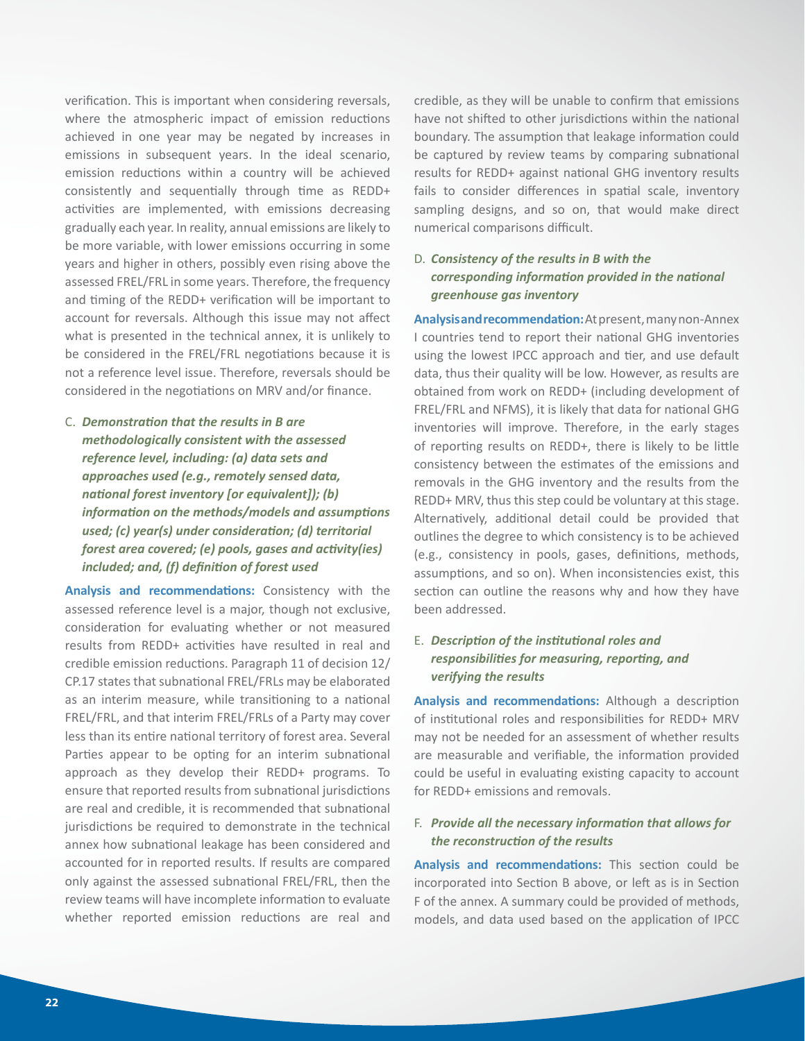verification. This is important when considering reversals, where the atmospheric impact of emission reductions achieved in one year may be negated by increases in emissions in subsequent years. In the ideal scenario, emission reductions within a country will be achieved consistently and sequentially through time as REDD+ activities are implemented, with emissions decreasing gradually each year. In reality, annual emissions are likely to be more variable, with lower emissions occurring in some years and higher in others, possibly even rising above the assessed FREL/FRL in some years. Therefore, the frequency and timing of the REDD+ verification will be important to account for reversals. Although this issue may not affect what is presented in the technical annex, it is unlikely to be considered in the FREL/FRL negotiations because it is not a reference level issue. Therefore, reversals should be considered in the negotiations on MRV and/or finance.

### C. *Demonstration that the results in B are methodologically consistent with the assessed reference level, including: (a) data sets and approaches used (e.g., remotely sensed data, national forest inventory [or equivalent]); (b) information on the methods/models and assumptions used; (c) year(s) under consideration; (d) territorial forest area covered; (e) pools, gases and activity(ies) included; and, (f) definition of forest used*

**Analysis and recommendations:** Consistency with the assessed reference level is a major, though not exclusive, consideration for evaluating whether or not measured results from REDD+ activities have resulted in real and credible emission reductions. Paragraph 11 of decision 12/CP.17 states that subnational FREL/FRLs may be elaborated as an interim measure, while transitioning to a national FREL/FRL, and that interim FREL/FRLs of a Party may cover less than its entire national territory of forest area. Several Parties appear to be opting for an interim subnational approach as they develop their REDD+ programs. To ensure that reported results from subnational jurisdictions are real and credible, it is recommended that subnational jurisdictions be required to demonstrate in the technical annex how subnational leakage has been considered and accounted for in reported results. If results are compared only against the assessed subnational FREL/FRL, then the review teams will have incomplete information to evaluate whether reported emission reductions are real and credible, as they will be unable to confirm that emissions have not shifted to other jurisdictions within the national boundary. The assumption that leakage information could be captured by review teams by comparing subnational results for REDD+ against national GHG inventory results fails to consider differences in spatial scale, inventory sampling designs, and so on, that would make direct numerical comparisons difficult.

### D. *Consistency of the results in B with the corresponding information provided in the national greenhouse gas inventory*

**Analysis and recommendation:** At present, many non-Annex I countries tend to report their national GHG inventories using the lowest IPCC approach and tier, and use default data, thus their quality will be low. However, as results are obtained from work on REDD+ (including development of FREL/FRL and NFMS), it is likely that data for national GHG inventories will improve. Therefore, in the early stages of reporting results on REDD+, there is likely to be little consistency between the estimates of the emissions and removals in the GHG inventory and the results from the REDD+ MRV, thus this step could be voluntary at this stage. Alternatively, additional detail could be provided that outlines the degree to which consistency is to be achieved (e.g., consistency in pools, gases, definitions, methods, assumptions, and so on). When inconsistencies exist, this section can outline the reasons why and how they have been addressed.

### E. *Description of the institutional roles and responsibilities for measuring, reporting, and verifying the results*

**Analysis and recommendations:** Although a description of institutional roles and responsibilities for REDD+ MRV may not be needed for an assessment of whether results are measurable and verifiable, the information provided could be useful in evaluating existing capacity to account for REDD+ emissions and removals.

### F. *Provide all the necessary information that allows for the reconstruction of the results*

**Analysis and recommendations:** This section could be incorporated into Section B above, or left as is in Section F of the annex. A summary could be provided of methods, models, and data used based on the application of IPCC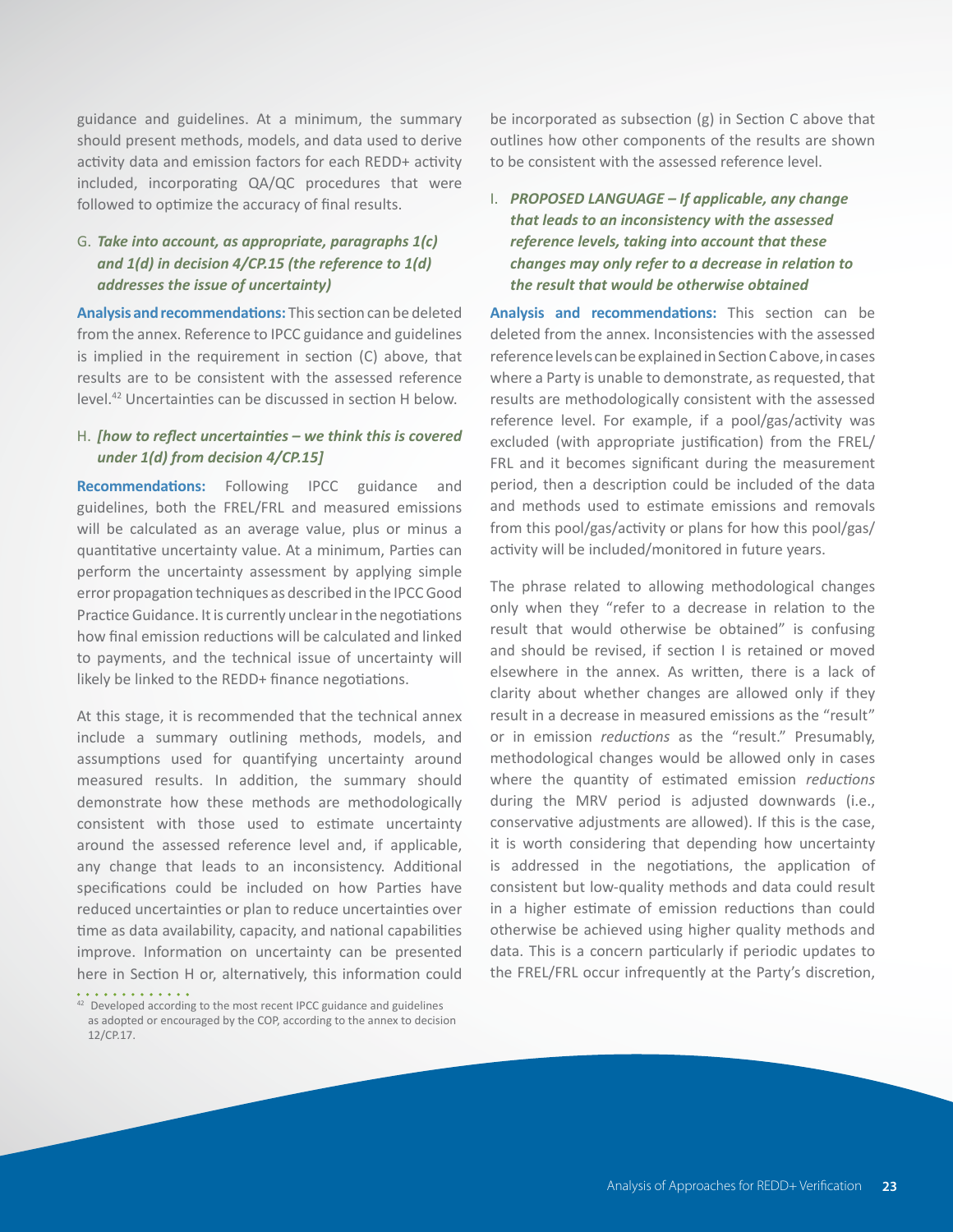guidance and guidelines. At a minimum, the summary should present methods, models, and data used to derive activity data and emission factors for each REDD+ activity included, incorporating QA/QC procedures that were followed to optimize the accuracy of final results.

### G. *Take into account, as appropriate, paragraphs 1(c) and 1(d) in decision 4/CP.15 (the reference to 1(d) addresses the issue of uncertainty)*

**Analysis and recommendations:** This section can be deleted from the annex. Reference to IPCC guidance and guidelines is implied in the requirement in section (C) above, that results are to be consistent with the assessed reference level.[42] Uncertainties can be discussed in section H below.

### H. *[how to reflect uncertainties – we think this is covered under 1(d) from decision 4/CP.15]*

**Recommendations:** Following IPCC guidance and guidelines, both the FREL/FRL and measured emissions will be calculated as an average value, plus or minus a quantitative uncertainty value. At a minimum, Parties can perform the uncertainty assessment by applying simple error propagation techniques as described in the IPCC Good Practice Guidance. It is currently unclear in the negotiations how final emission reductions will be calculated and linked to payments, and the technical issue of uncertainty will likely be linked to the REDD+ finance negotiations.

At this stage, it is recommended that the technical annex include a summary outlining methods, models, and assumptions used for quantifying uncertainty around measured results. In addition, the summary should demonstrate how these methods are methodologically consistent with those used to estimate uncertainty around the assessed reference level and, if applicable, any change that leads to an inconsistency. Additional specifications could be included on how Parties have reduced uncertainties or plan to reduce uncertainties over time as data availability, capacity, and national capabilities improve. Information on uncertainty can be presented here in Section H or, alternatively, this information could be incorporated as subsection (g) in Section C above that outlines how other components of the results are shown to be consistent with the assessed reference level.

### I. *PROPOSED LANGUAGE – If applicable, any change that leads to an inconsistency with the assessed reference levels, taking into account that these changes may only refer to a decrease in relation to the result that would be otherwise obtained*

**Analysis and recommendations:** This section can be deleted from the annex. Inconsistencies with the assessed reference levels can be explained in Section C above, in cases where a Party is unable to demonstrate, as requested, that results are methodologically consistent with the assessed reference level. For example, if a pool/gas/activity was excluded (with appropriate justification) from the FREL/FRL and it becomes significant during the measurement period, then a description could be included of the data and methods used to estimate emissions and removals from this pool/gas/activity or plans for how this pool/gas/activity will be included/monitored in future years.

The phrase related to allowing methodological changes only when they "refer to a decrease in relation to the result that would otherwise be obtained" is confusing and should be revised, if section I is retained or moved elsewhere in the annex. As written, there is a lack of clarity about whether changes are allowed only if they result in a decrease in measured emissions as the "result" or in emission *reductions* as the "result." Presumably, methodological changes would be allowed only in cases where the quantity of estimated emission *reductions* during the MRV period is adjusted downwards (i.e., conservative adjustments are allowed). If this is the case, it is worth considering that depending how uncertainty is addressed in the negotiations, the application of consistent but low-quality methods and data could result in a higher estimate of emission reductions than could otherwise be achieved using higher quality methods and data. This is a concern particularly if periodic updates to the FREL/FRL occur infrequently at the Party's discretion,

---

[42] Developed according to the most recent IPCC guidance and guidelines as adopted or encouraged by the COP, according to the annex to decision 12/CP.17.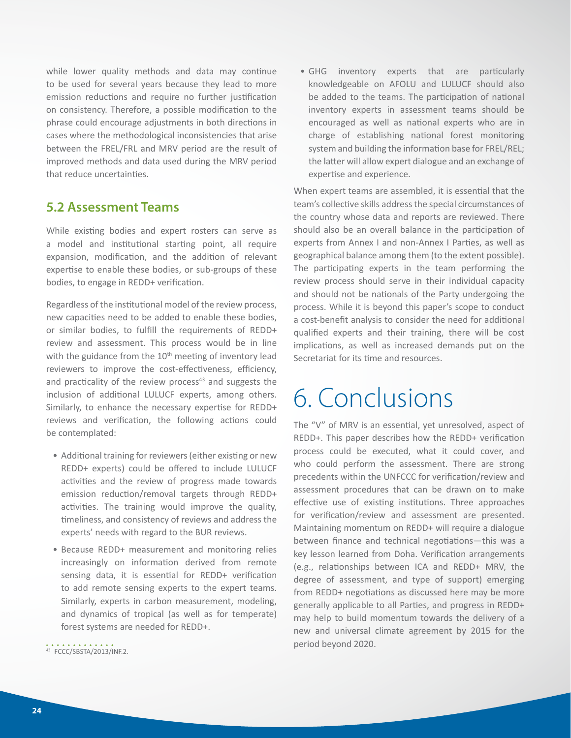while lower quality methods and data may continue to be used for several years because they lead to more emission reductions and require no further justification on consistency. Therefore, a possible modification to the phrase could encourage adjustments in both directions in cases where the methodological inconsistencies that arise between the FREL/FRL and MRV period are the result of improved methods and data used during the MRV period that reduce uncertainties.

## 5.2 Assessment Teams

While existing bodies and expert rosters can serve as a model and institutional starting point, all require expansion, modification, and the addition of relevant expertise to enable these bodies, or sub-groups of these bodies, to engage in REDD+ verification.

Regardless of the institutional model of the review process, new capacities need to be added to enable these bodies, or similar bodies, to fulfill the requirements of REDD+ review and assessment. This process would be in line with the guidance from the 10th meeting of inventory lead reviewers to improve the cost-effectiveness, efficiency, and practicality of the review process[43] and suggests the inclusion of additional LULUCF experts, among others. Similarly, to enhance the necessary expertise for REDD+ reviews and verification, the following actions could be contemplated:

- Additional training for reviewers (either existing or new REDD+ experts) could be offered to include LULUCF activities and the review of progress made towards emission reduction/removal targets through REDD+ activities. The training would improve the quality, timeliness, and consistency of reviews and address the experts' needs with regard to the BUR reviews.
- Because REDD+ measurement and monitoring relies increasingly on information derived from remote sensing data, it is essential for REDD+ verification to add remote sensing experts to the expert teams. Similarly, experts in carbon measurement, modeling, and dynamics of tropical (as well as for temperate) forest systems are needed for REDD+.
- GHG inventory experts that are particularly knowledgeable on AFOLU and LULUCF should also be added to the teams. The participation of national inventory experts in assessment teams should be encouraged as well as national experts who are in charge of establishing national forest monitoring system and building the information base for FREL/REL; the latter will allow expert dialogue and an exchange of expertise and experience.

When expert teams are assembled, it is essential that the team's collective skills address the special circumstances of the country whose data and reports are reviewed. There should also be an overall balance in the participation of experts from Annex I and non-Annex I Parties, as well as geographical balance among them (to the extent possible). The participating experts in the team performing the review process should serve in their individual capacity and should not be nationals of the Party undergoing the process. While it is beyond this paper's scope to conduct a cost-benefit analysis to consider the need for additional qualified experts and their training, there will be cost implications, as well as increased demands put on the Secretariat for its time and resources.

# 6. Conclusions

The "V" of MRV is an essential, yet unresolved, aspect of REDD+. This paper describes how the REDD+ verification process could be executed, what it could cover, and who could perform the assessment. There are strong precedents within the UNFCCC for verification/review and assessment procedures that can be drawn on to make effective use of existing institutions. Three approaches for verification/review and assessment are presented. Maintaining momentum on REDD+ will require a dialogue between finance and technical negotiations—this was a key lesson learned from Doha. Verification arrangements (e.g., relationships between ICA and REDD+ MRV, the degree of assessment, and type of support) emerging from REDD+ negotiations as discussed here may be more generally applicable to all Parties, and progress in REDD+ may help to build momentum towards the delivery of a new and universal climate agreement by 2015 for the period beyond 2020.

[43] FCCC/SBSTA/2013/INF.2.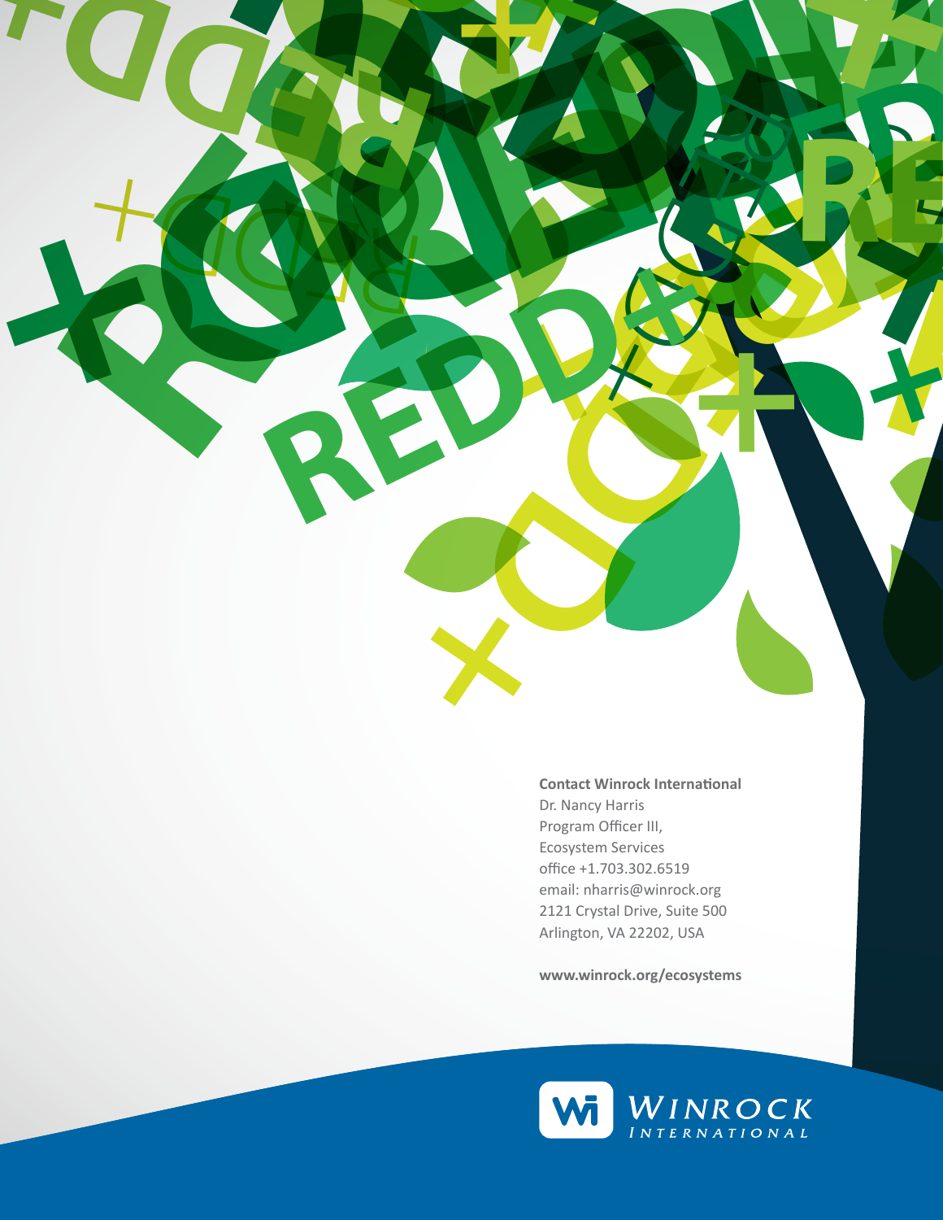**Contact Winrock International**
Dr. Nancy Harris
Program Officer III,
Ecosystem Services
office +1.703.302.6519
email: nharris@winrock.org
2121 Crystal Drive, Suite 500
Arlington, VA 22202, USA

**www.winrock.org/ecosystems**

WINROCK INTERNATIONAL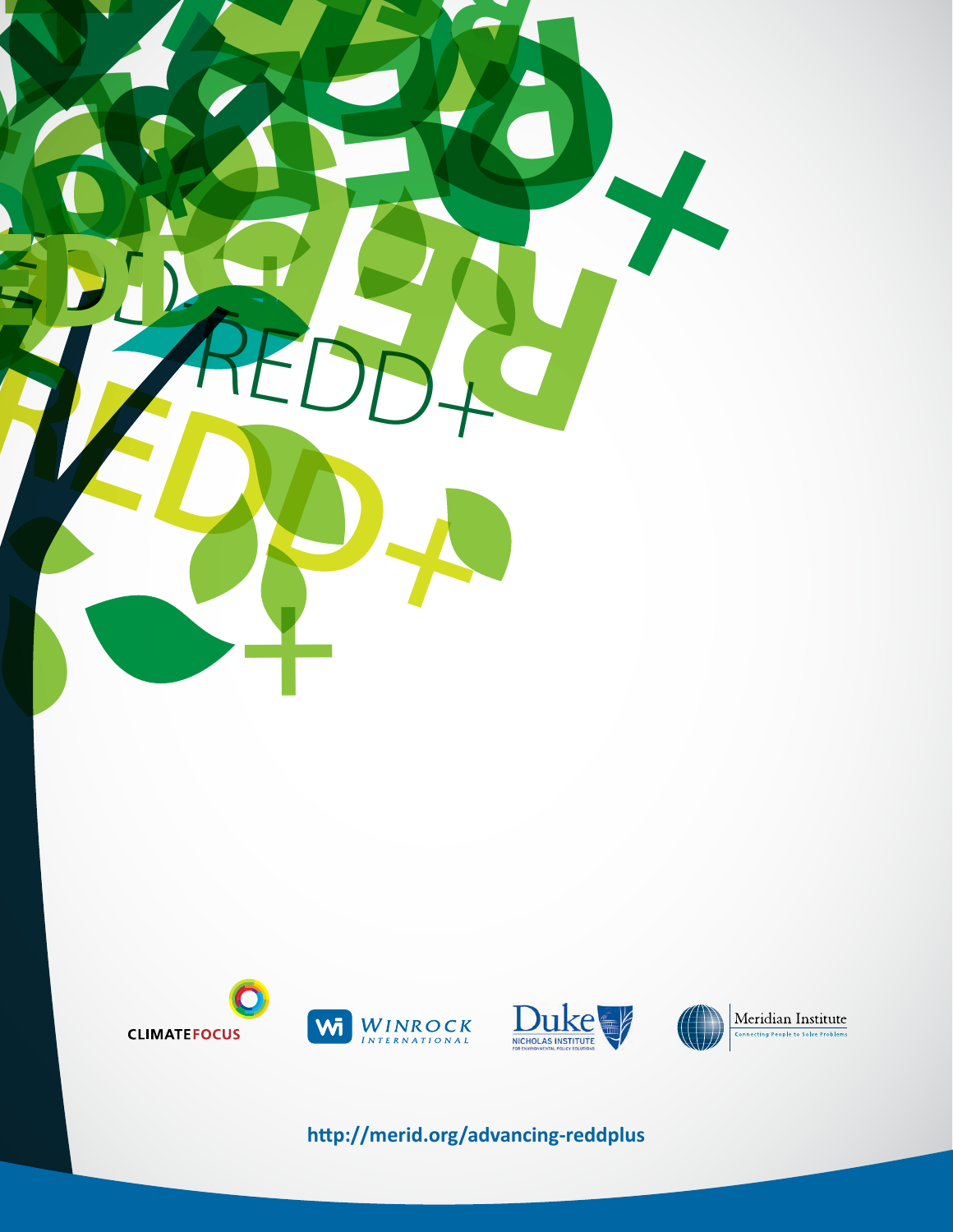CLIMATEFOCUS

WINROCK INTERNATIONAL

Duke NICHOLAS INSTITUTE FOR ENVIRONMENTAL POLICY SOLUTIONS

Meridian Institute
Connecting People to Solve Problems

http://merid.org/advancing-reddplus